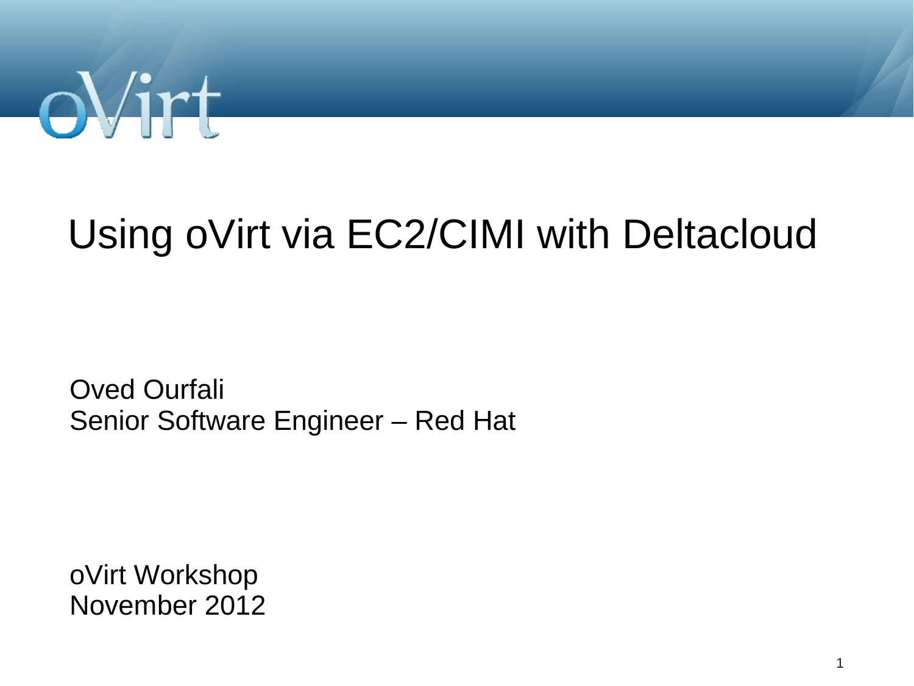# Using oVirt via EC2/CIMI with Deltacloud

Oved Ourfali
Senior Software Engineer – Red Hat

oVirt Workshop
November 2012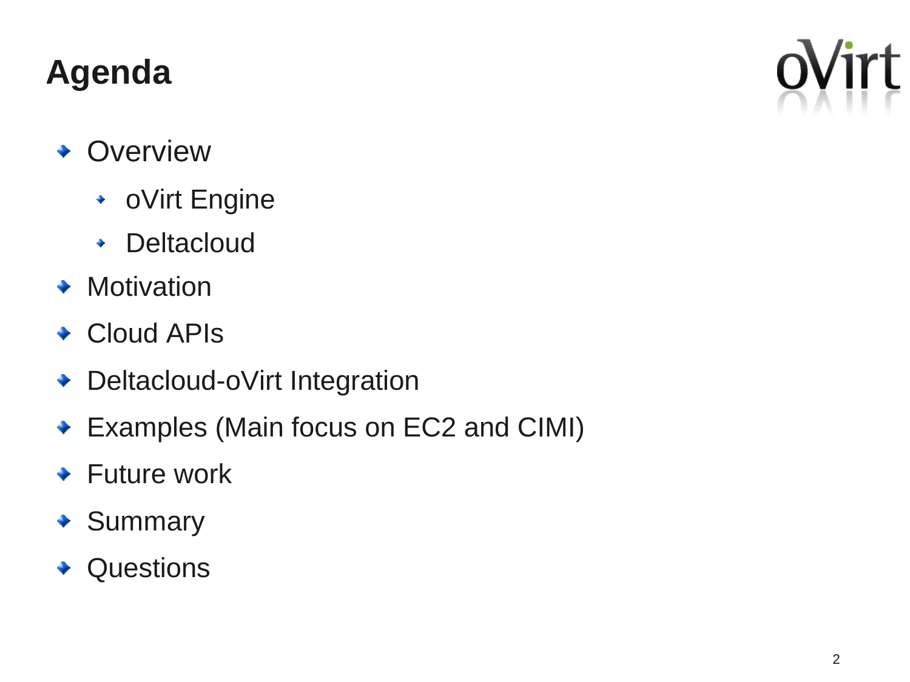# Agenda

- Overview
  - oVirt Engine
  - Deltacloud
- Motivation
- Cloud APIs
- Deltacloud-oVirt Integration
- Examples (Main focus on EC2 and CIMI)
- Future work
- Summary
- Questions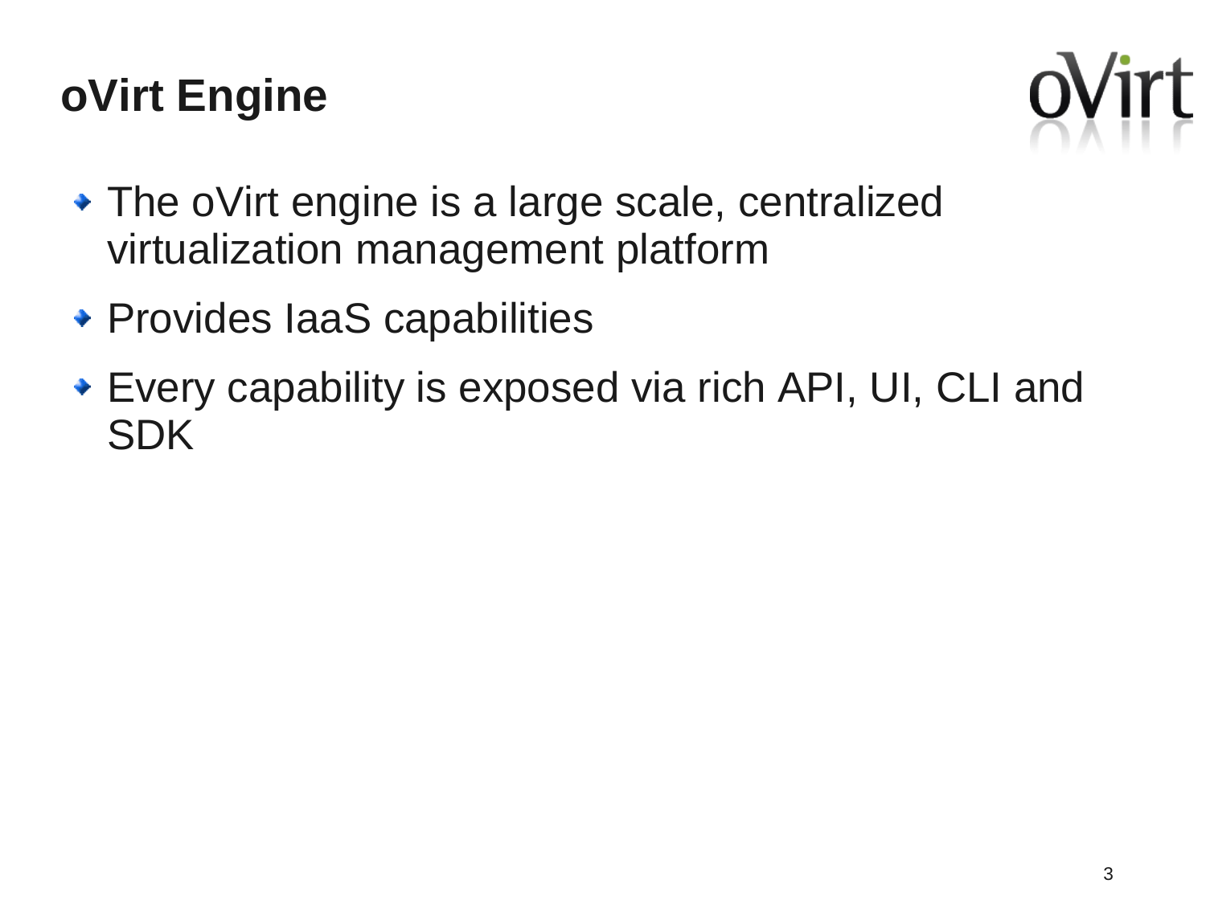# oVirt Engine

- The oVirt engine is a large scale, centralized virtualization management platform
- Provides IaaS capabilities
- Every capability is exposed via rich API, UI, CLI and SDK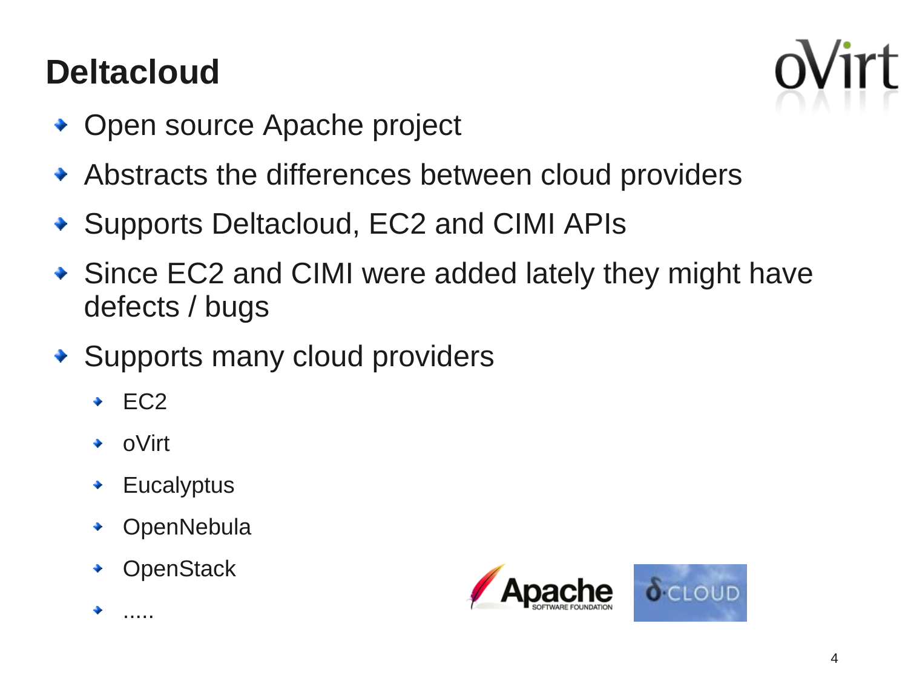# Deltacloud

- Open source Apache project
- Abstracts the differences between cloud providers
- Supports Deltacloud, EC2 and CIMI APIs
- Since EC2 and CIMI were added lately they might have defects / bugs
- Supports many cloud providers
  - EC2
  - oVirt
  - Eucalyptus
  - OpenNebula
  - OpenStack
  - .....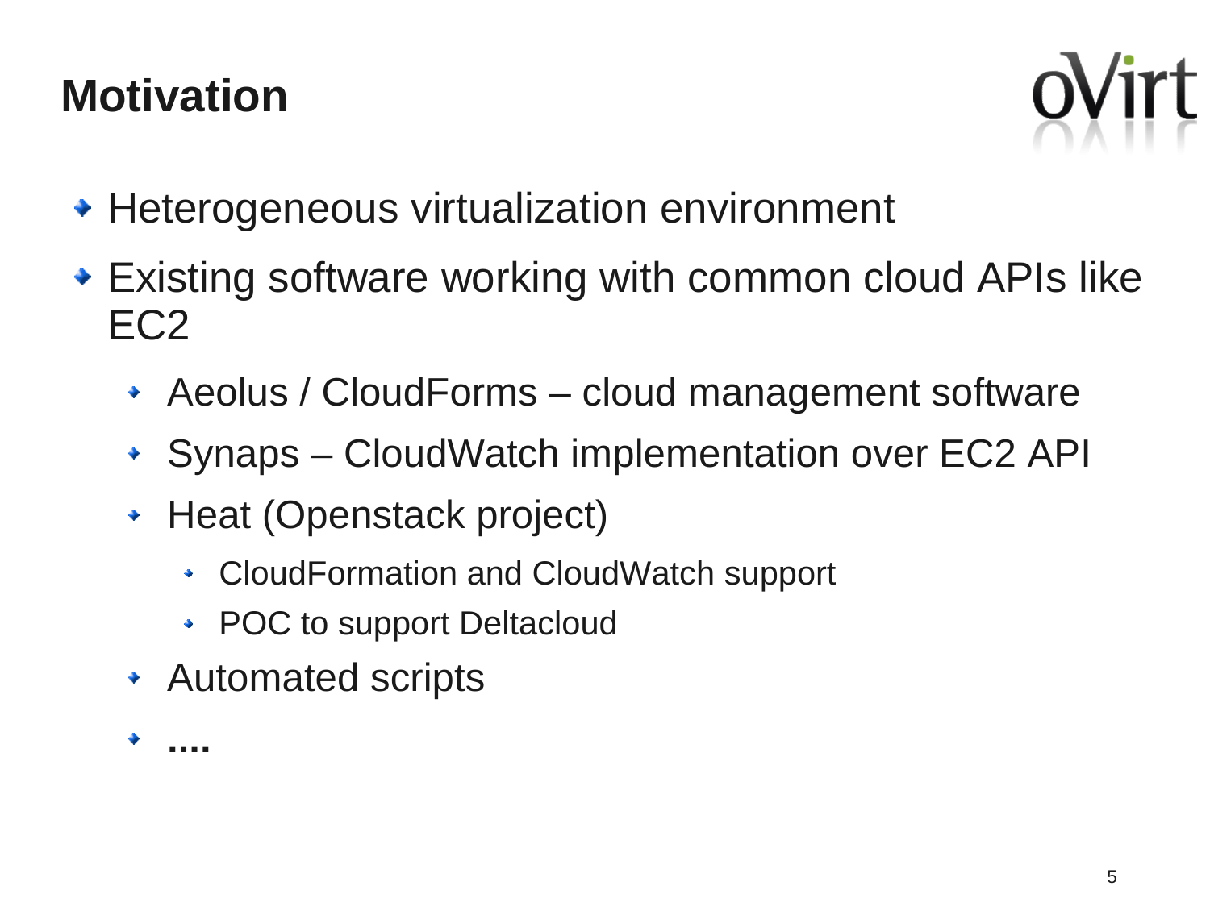# Motivation

- Heterogeneous virtualization environment
- Existing software working with common cloud APIs like EC2
  - Aeolus / CloudForms – cloud management software
  - Synaps – CloudWatch implementation over EC2 API
  - Heat (Openstack project)
    - CloudFormation and CloudWatch support
    - POC to support Deltacloud
  - Automated scripts
  - **....**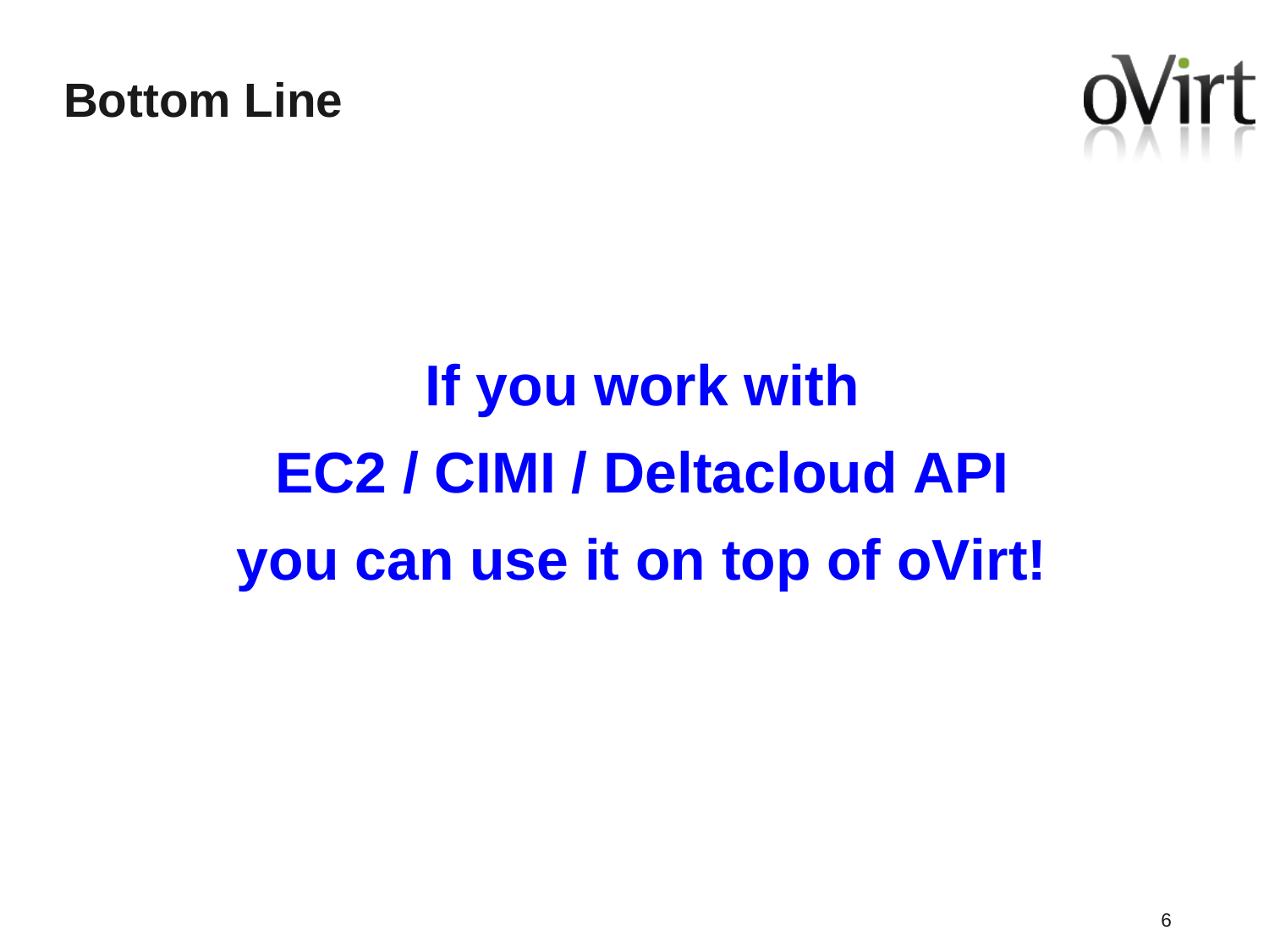# Bottom Line

**If you work with**

**EC2 / CIMI / Deltacloud API**

**you can use it on top of oVirt!**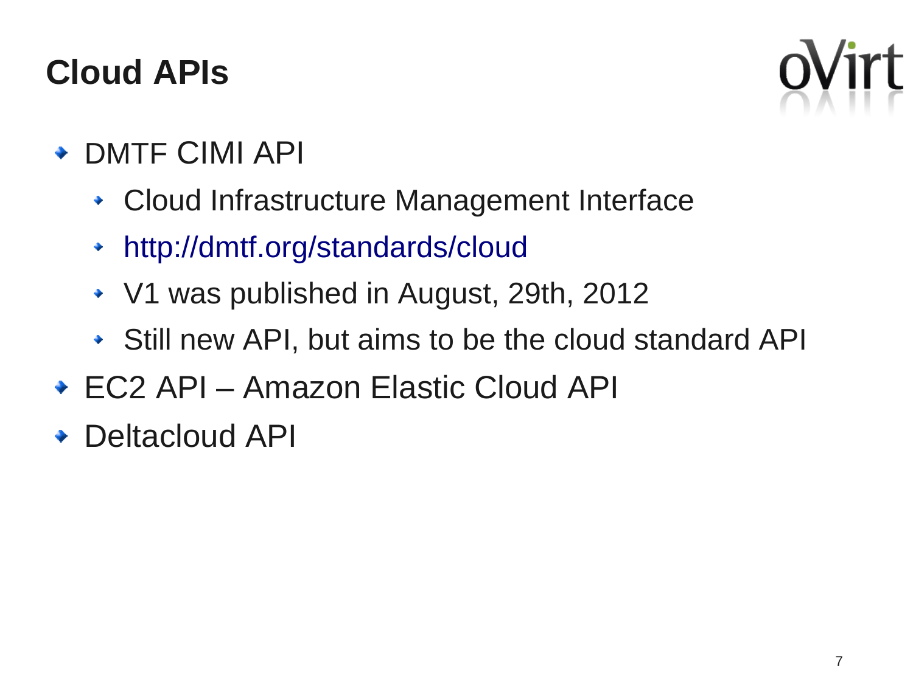# Cloud APIs

- DMTF CIMI API
  - Cloud Infrastructure Management Interface
  - http://dmtf.org/standards/cloud
  - V1 was published in August, 29th, 2012
  - Still new API, but aims to be the cloud standard API
- EC2 API – Amazon Elastic Cloud API
- Deltacloud API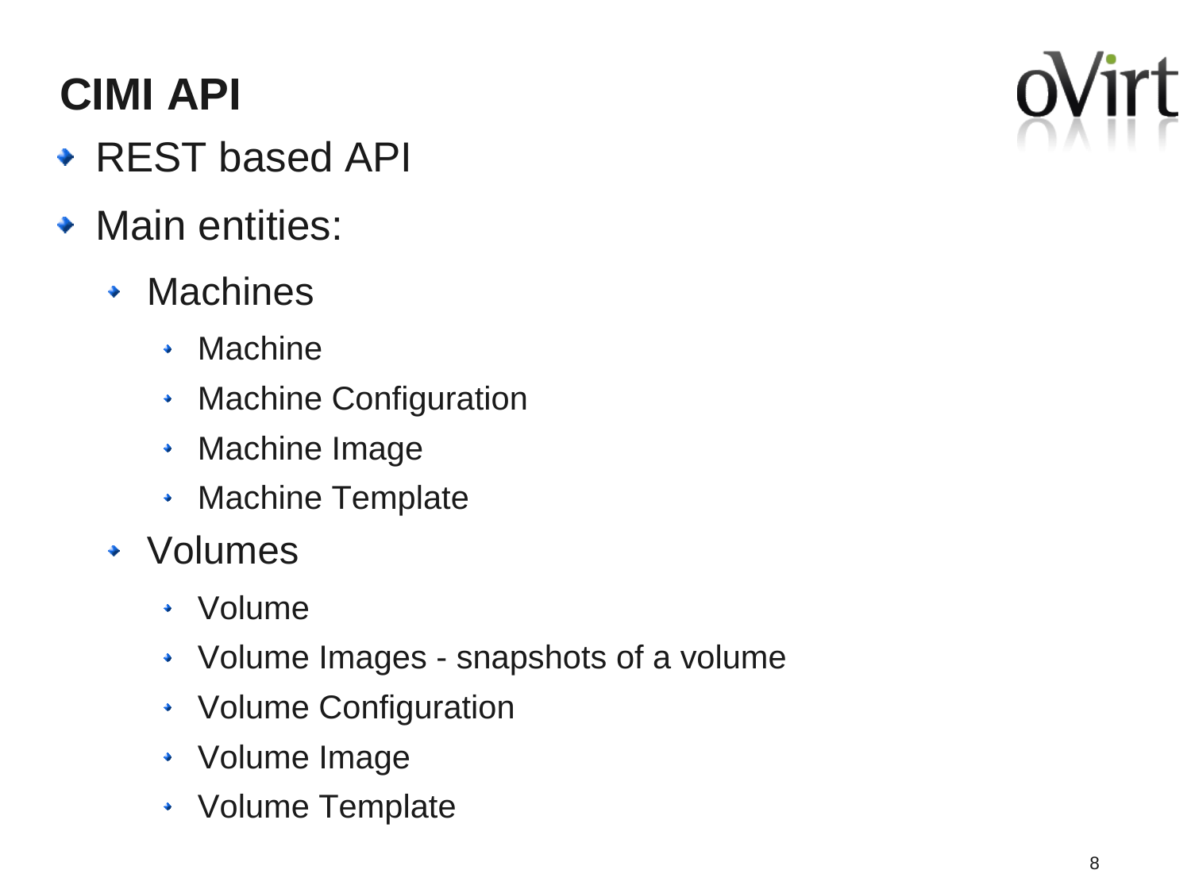# CIMI API

- REST based API
- Main entities:
  - Machines
    - Machine
    - Machine Configuration
    - Machine Image
    - Machine Template
  - Volumes
    - Volume
    - Volume Images - snapshots of a volume
    - Volume Configuration
    - Volume Image
    - Volume Template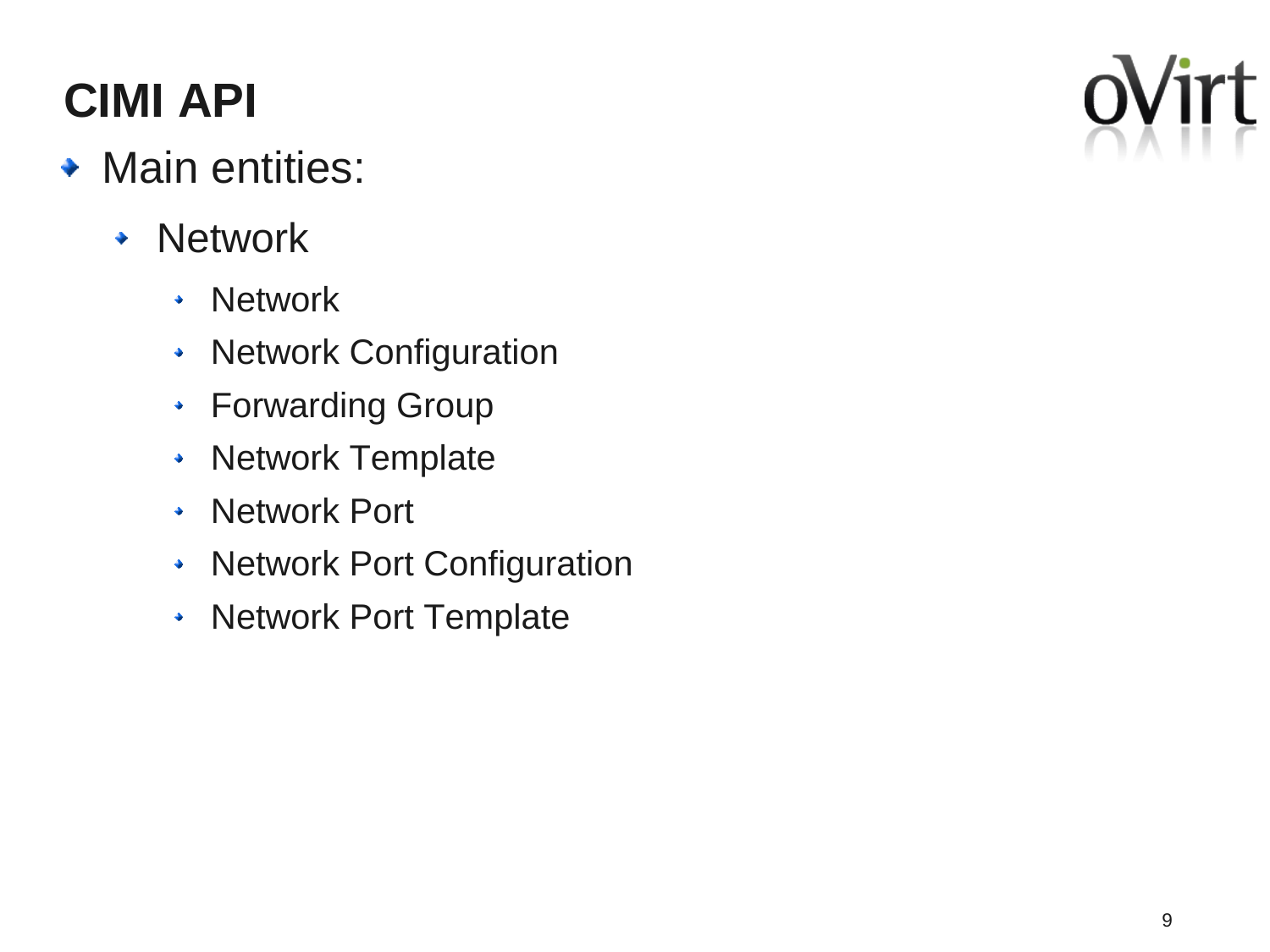# CIMI API

- Main entities:
  - Network
    - Network
    - Network Configuration
    - Forwarding Group
    - Network Template
    - Network Port
    - Network Port Configuration
    - Network Port Template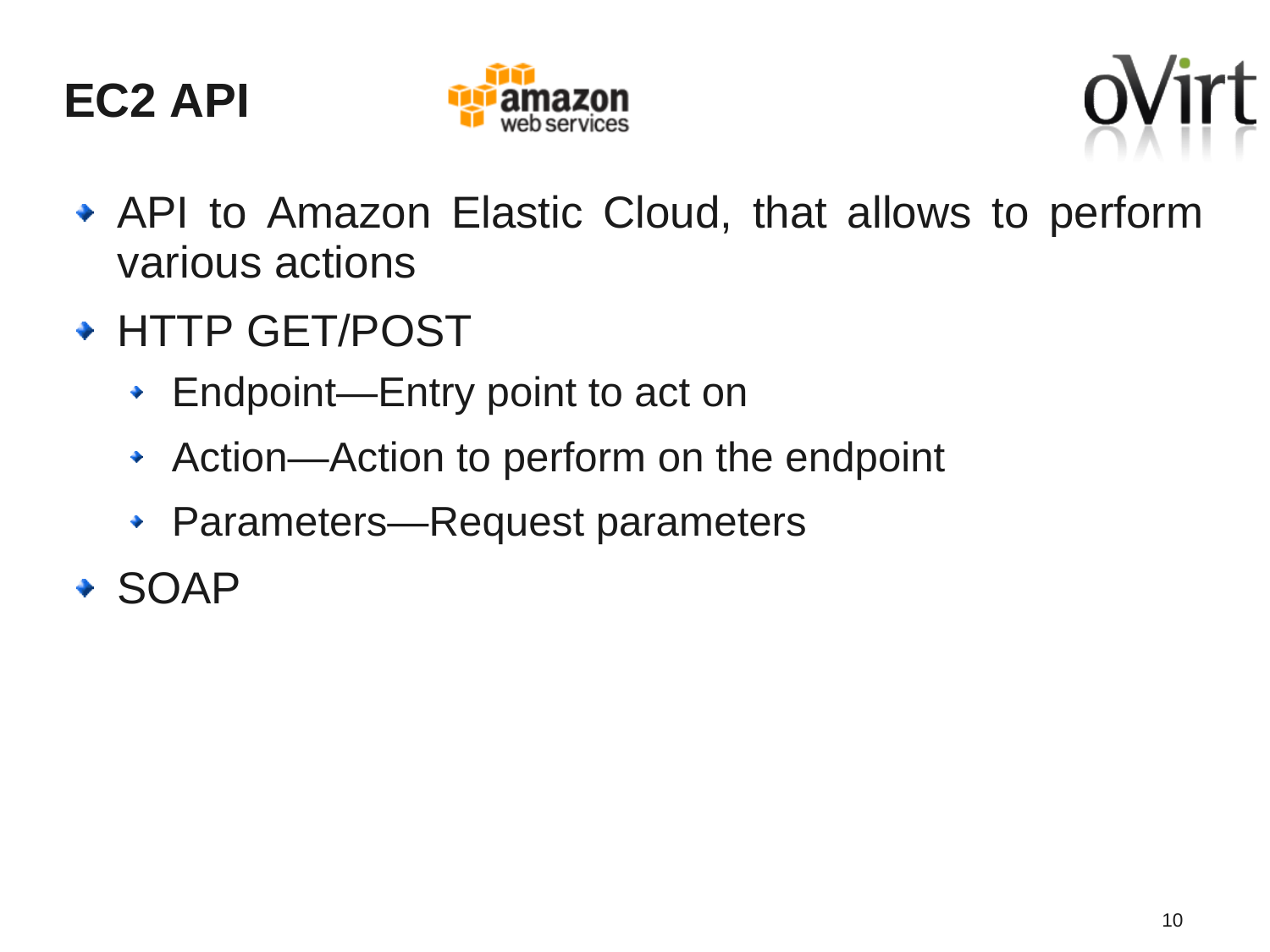# EC2 API

- API to Amazon Elastic Cloud, that allows to perform various actions
- HTTP GET/POST
  - Endpoint—Entry point to act on
  - Action—Action to perform on the endpoint
  - Parameters—Request parameters
- SOAP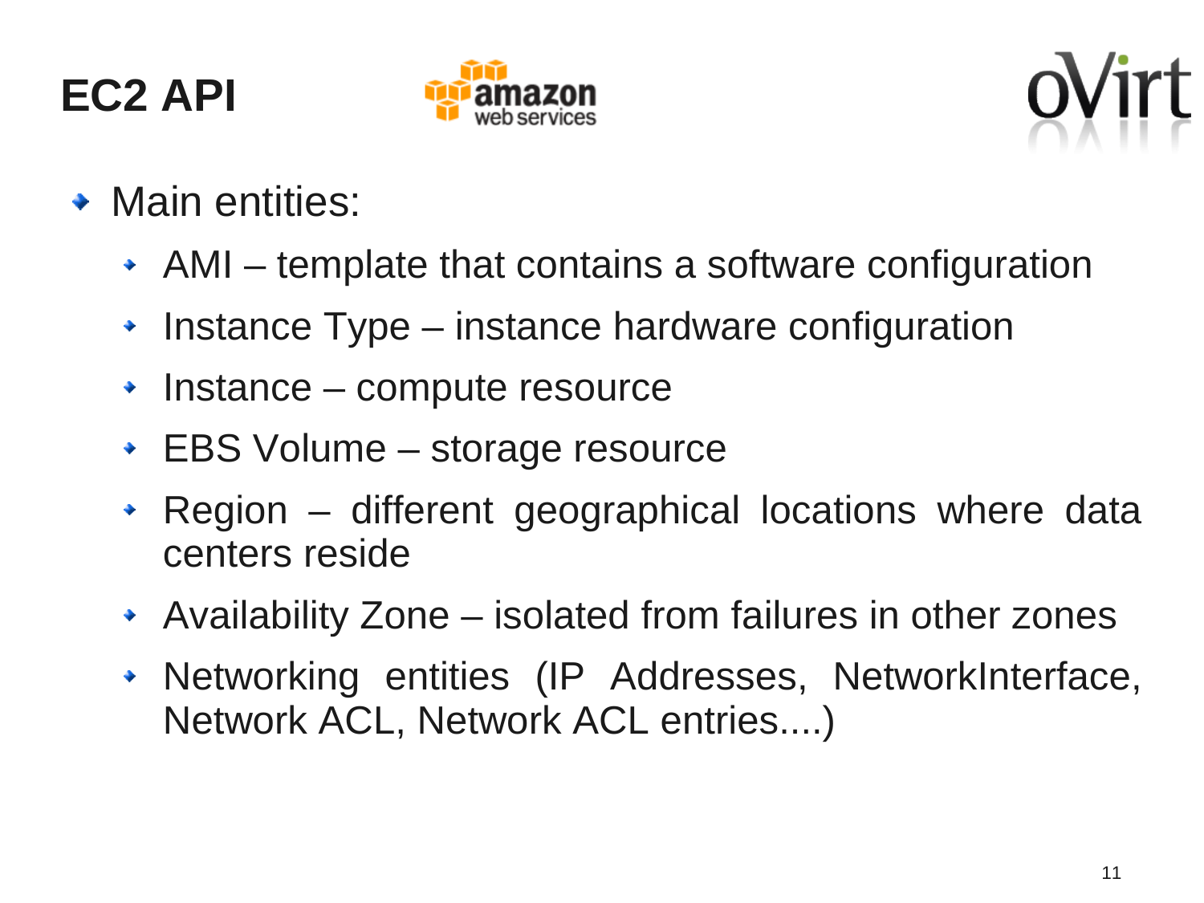# EC2 API

- Main entities:
  - AMI – template that contains a software configuration
  - Instance Type – instance hardware configuration
  - Instance – compute resource
  - EBS Volume – storage resource
  - Region – different geographical locations where data centers reside
  - Availability Zone – isolated from failures in other zones
  - Networking entities (IP Addresses, NetworkInterface, Network ACL, Network ACL entries....)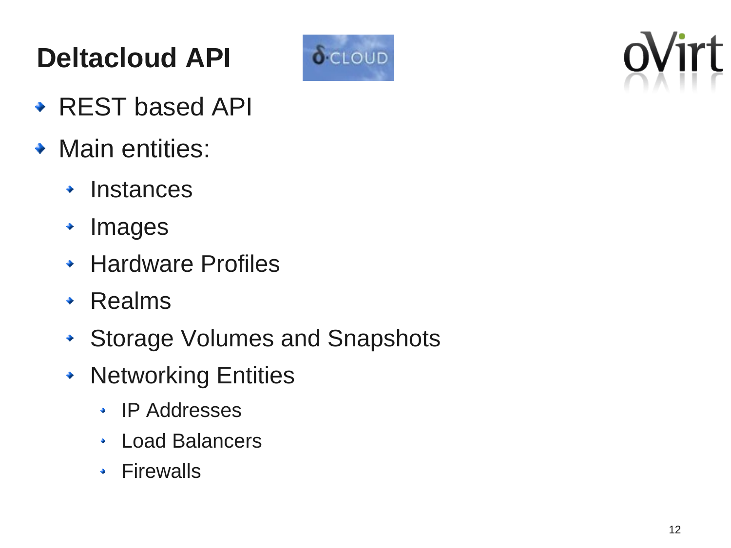# Deltacloud API

- REST based API
- Main entities:
  - Instances
  - Images
  - Hardware Profiles
  - Realms
  - Storage Volumes and Snapshots
  - Networking Entities
    - IP Addresses
    - Load Balancers
    - Firewalls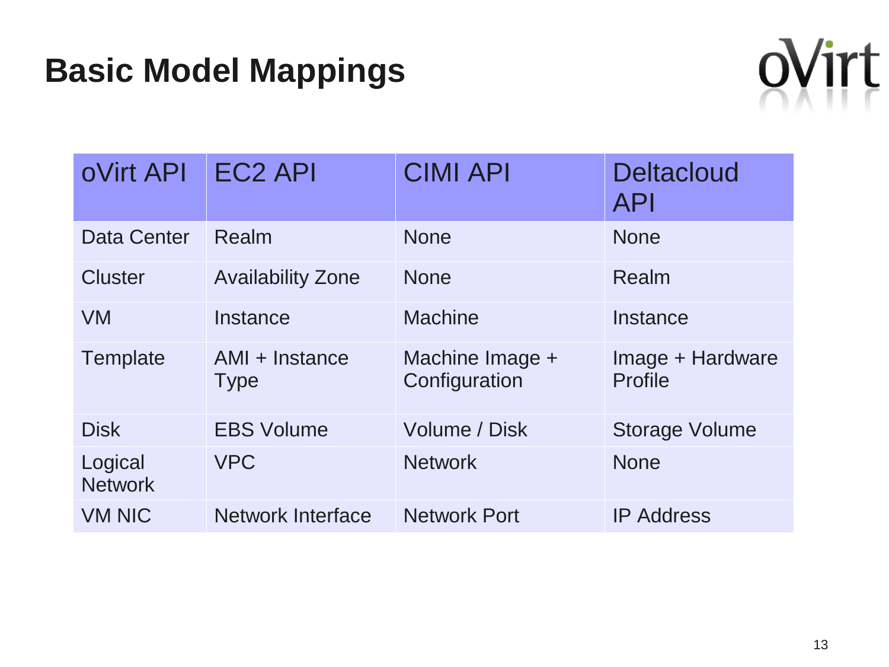# Basic Model Mappings

| oVirt API | EC2 API | CIMI API | Deltacloud API |
|---|---|---|---|
| Data Center | Realm | None | None |
| Cluster | Availability Zone | None | Realm |
| VM | Instance | Machine | Instance |
| Template | AMI + Instance Type | Machine Image + Configuration | Image + Hardware Profile |
| Disk | EBS Volume | Volume / Disk | Storage Volume |
| Logical Network | VPC | Network | None |
| VM NIC | Network Interface | Network Port | IP Address |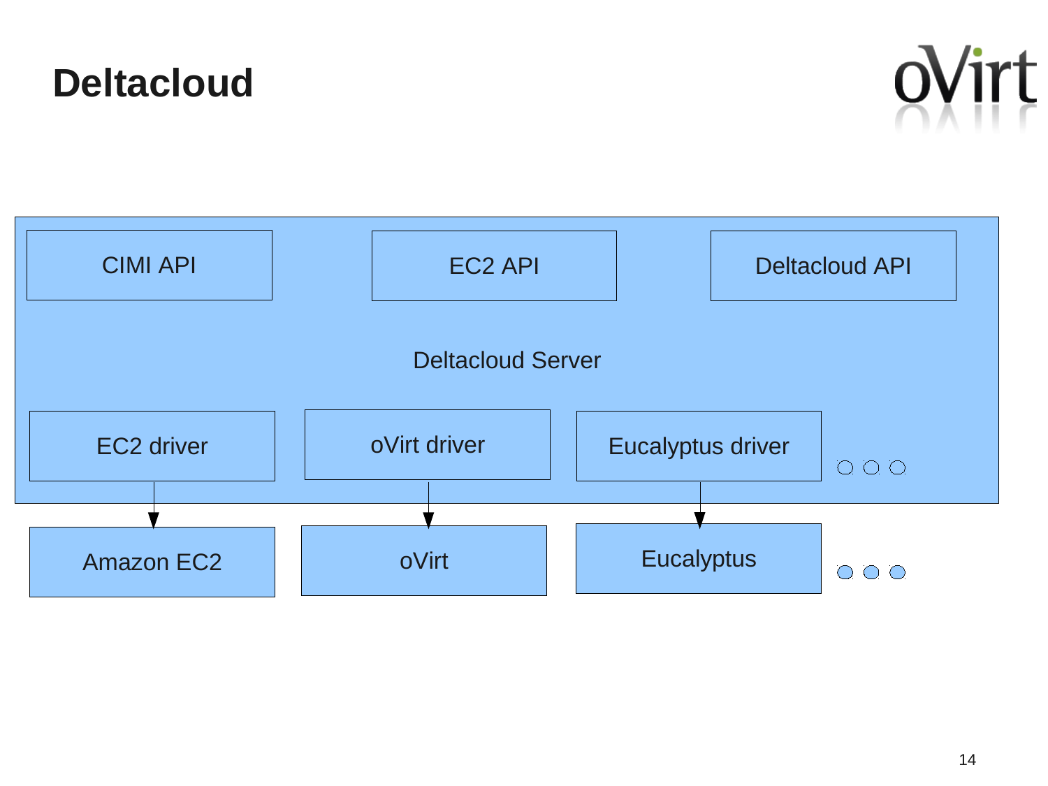# Deltacloud

CIMI API

EC2 API

Deltacloud API

Deltacloud Server

EC2 driver

oVirt driver

Eucalyptus driver

Amazon EC2

oVirt

Eucalyptus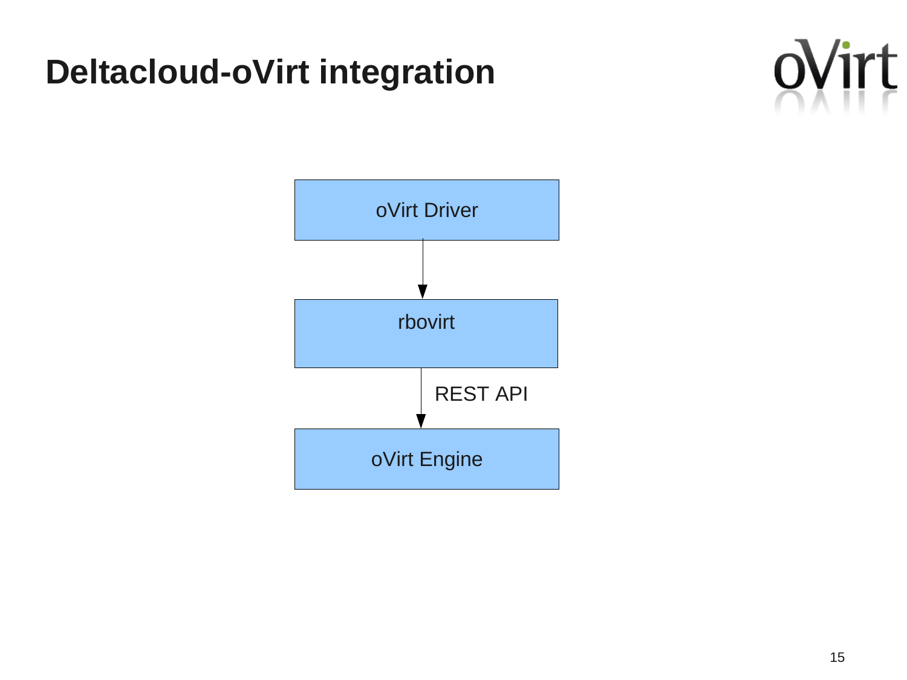# Deltacloud-oVirt integration

oVirt Driver

rbovirt

REST API

oVirt Engine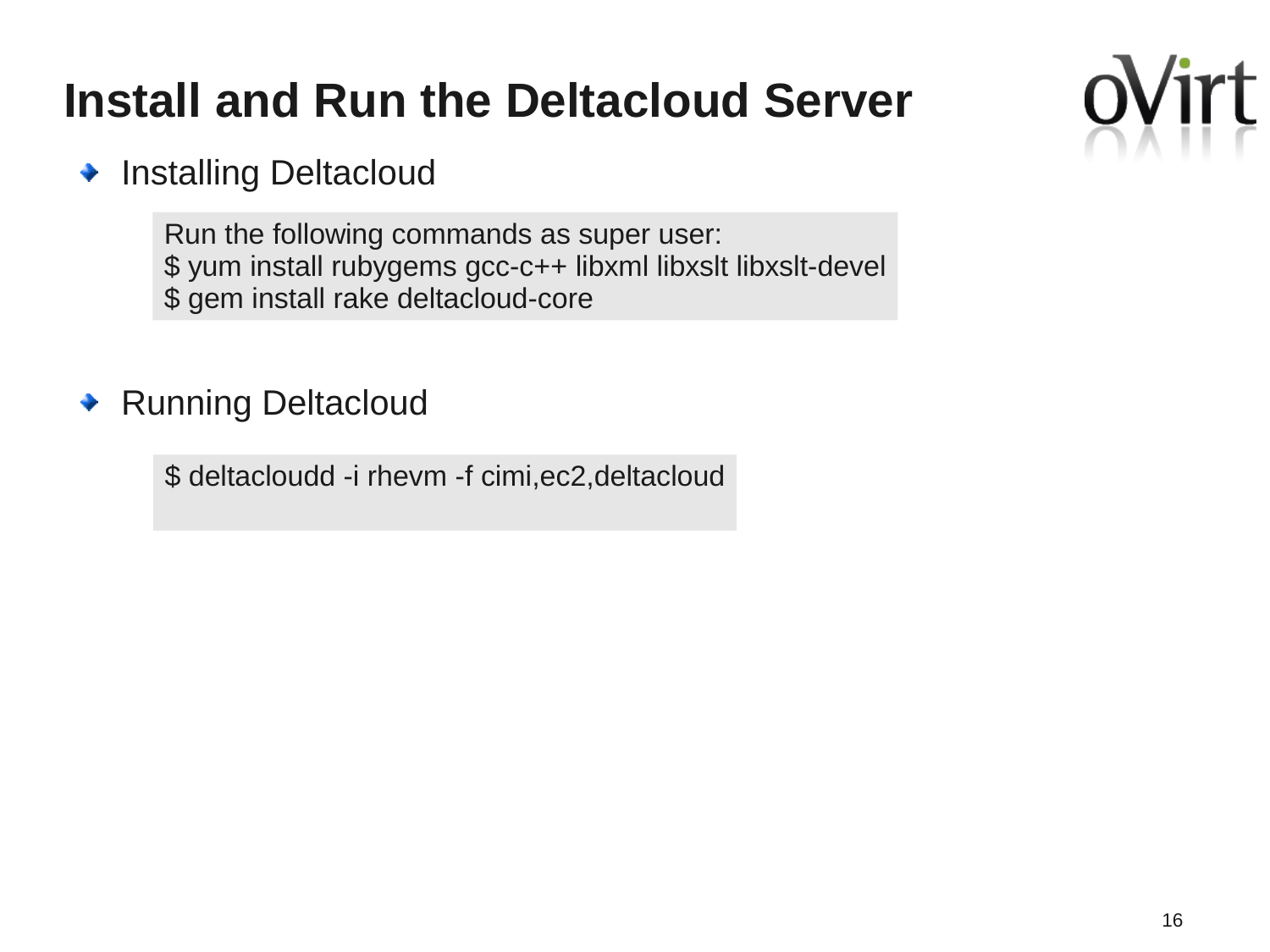# Install and Run the Deltacloud Server

- Installing Deltacloud

```
Run the following commands as super user:
$ yum install rubygems gcc-c++ libxml libxslt libxslt-devel
$ gem install rake deltacloud-core
```

- Running Deltacloud

```
$ deltacloudd -i rhevm -f cimi,ec2,deltacloud
```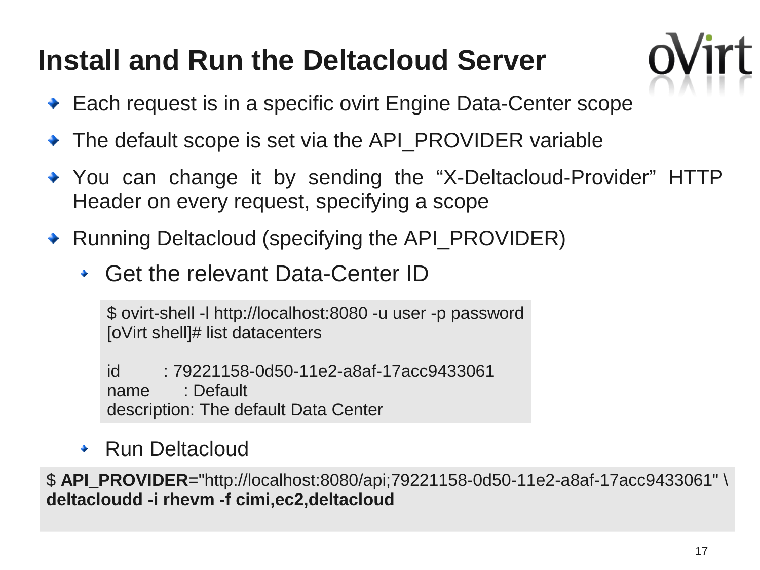# Install and Run the Deltacloud Server

- Each request is in a specific ovirt Engine Data-Center scope
- The default scope is set via the API_PROVIDER variable
- You can change it by sending the “X-Deltacloud-Provider” HTTP Header on every request, specifying a scope
- Running Deltacloud (specifying the API_PROVIDER)
  - Get the relevant Data-Center ID

```
$ ovirt-shell -l http://localhost:8080 -u user -p password
[oVirt shell]# list datacenters

id         : 79221158-0d50-11e2-a8af-17acc9433061
name       : Default
description: The default Data Center
```

  - Run Deltacloud

```
$ API_PROVIDER="http://localhost:8080/api;79221158-0d50-11e2-a8af-17acc9433061" \
deltacloudd -i rhevm -f cimi,ec2,deltacloud
```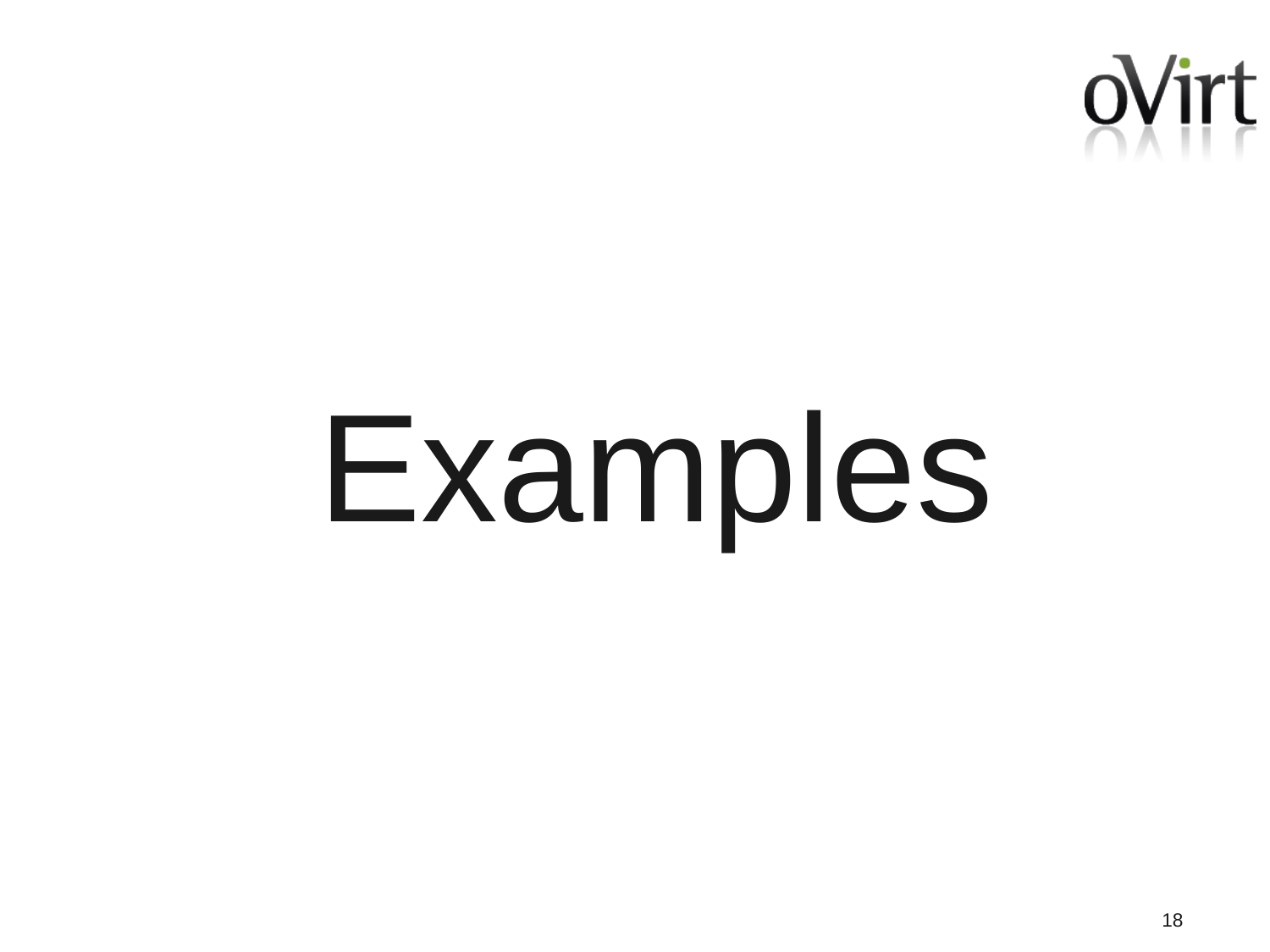# Examples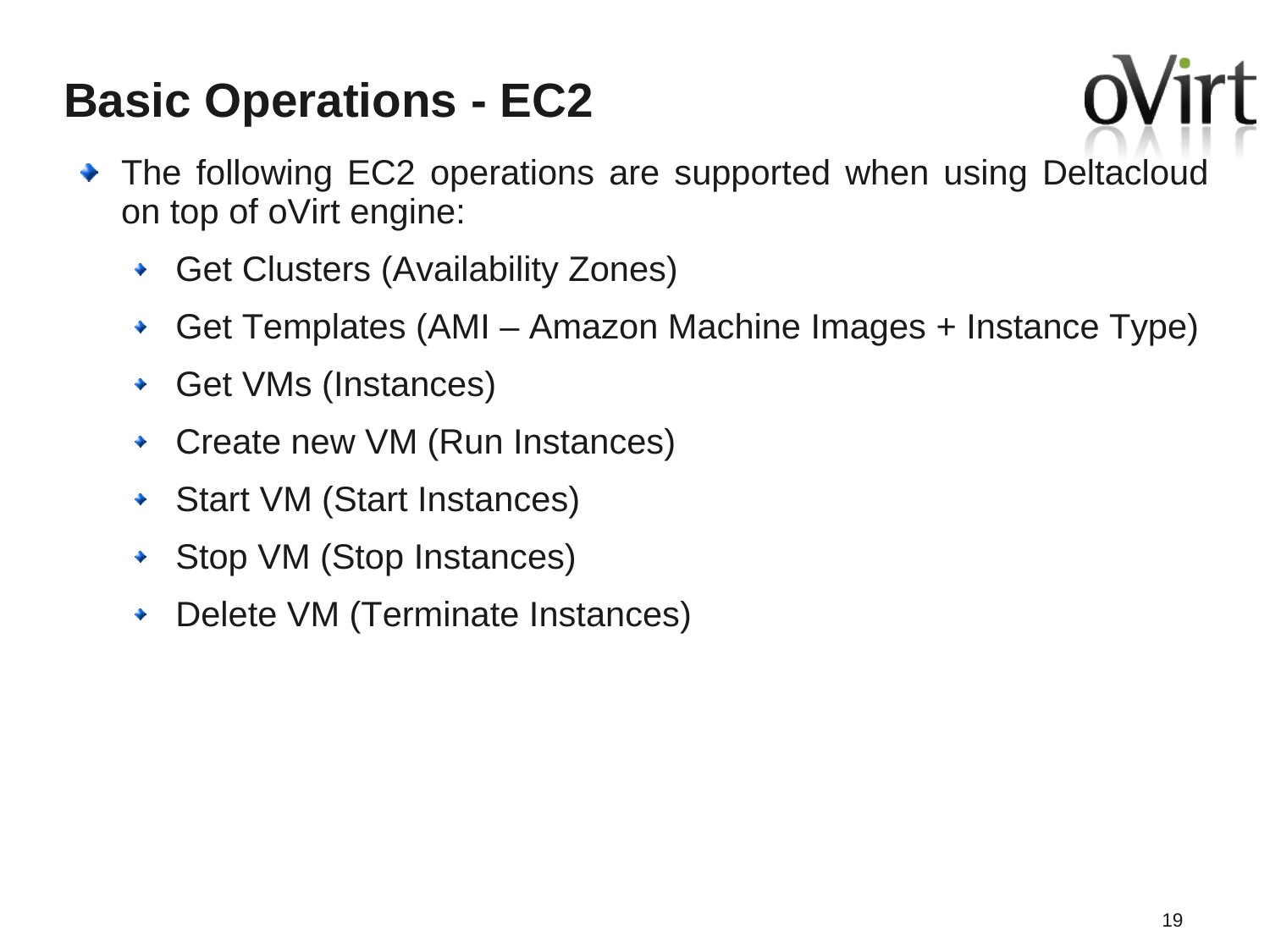# Basic Operations - EC2

- The following EC2 operations are supported when using Deltacloud on top of oVirt engine:
  - Get Clusters (Availability Zones)
  - Get Templates (AMI – Amazon Machine Images + Instance Type)
  - Get VMs (Instances)
  - Create new VM (Run Instances)
  - Start VM (Start Instances)
  - Stop VM (Stop Instances)
  - Delete VM (Terminate Instances)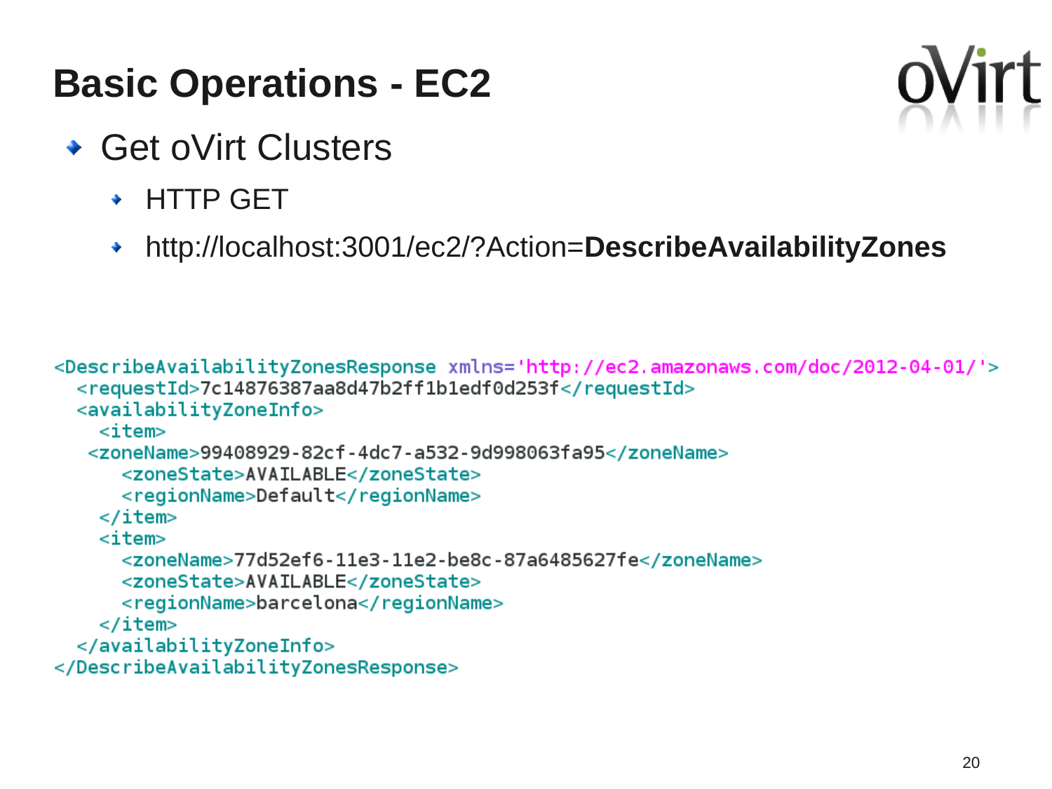# Basic Operations - EC2

- Get oVirt Clusters
  - HTTP GET
  - http://localhost:3001/ec2/?Action=**DescribeAvailabilityZones**

```
<DescribeAvailabilityZonesResponse xmlns='http://ec2.amazonaws.com/doc/2012-04-01/'>
  <requestId>7c14876387aa8d47b2ff1b1edf0d253f</requestId>
  <availabilityZoneInfo>
    <item>
   <zoneName>99408929-82cf-4dc7-a532-9d998063fa95</zoneName>
      <zoneState>AVAILABLE</zoneState>
      <regionName>Default</regionName>
    </item>
    <item>
      <zoneName>77d52ef6-11e3-11e2-be8c-87a6485627fe</zoneName>
      <zoneState>AVAILABLE</zoneState>
      <regionName>barcelona</regionName>
    </item>
  </availabilityZoneInfo>
</DescribeAvailabilityZonesResponse>
```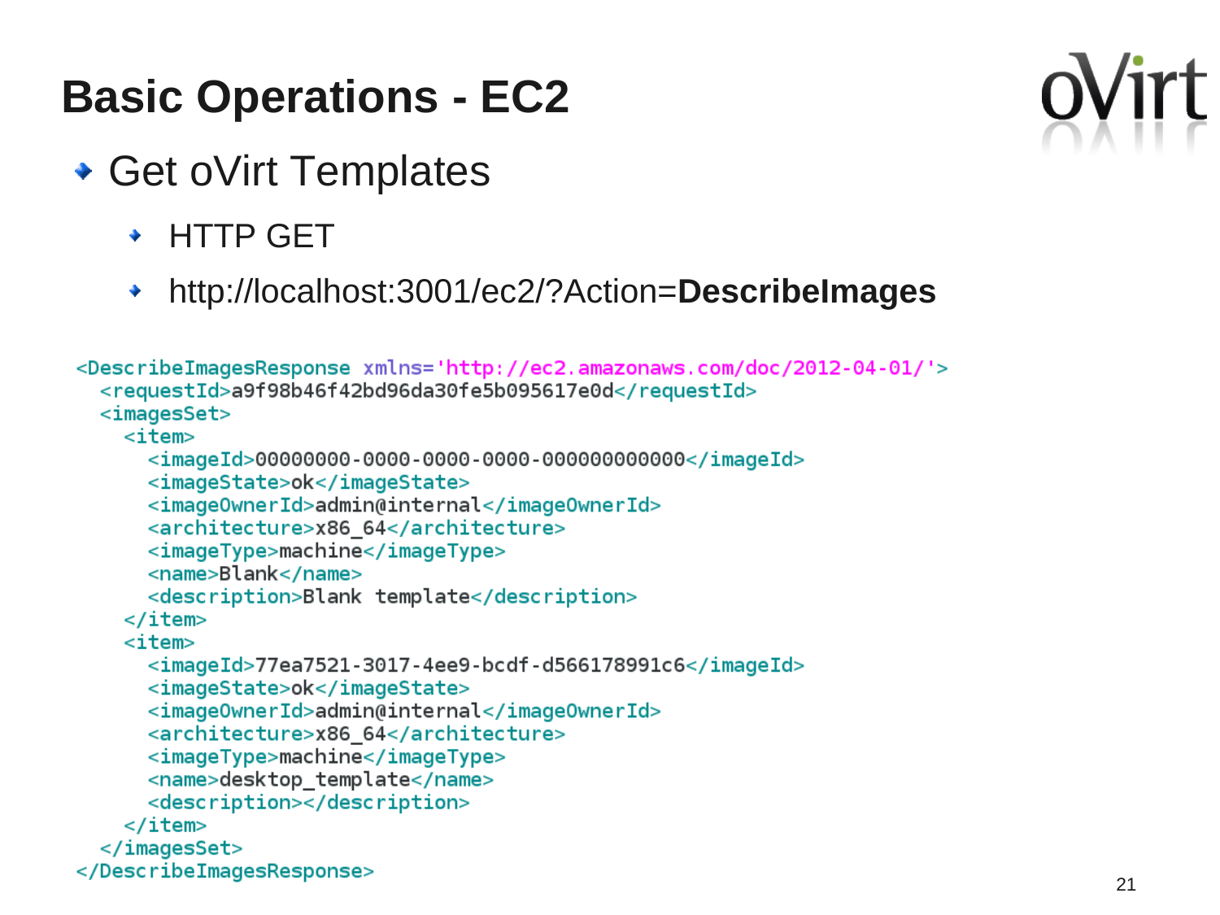# Basic Operations - EC2

- Get oVirt Templates
  - HTTP GET
  - http://localhost:3001/ec2/?Action=**DescribeImages**

```
<DescribeImagesResponse xmlns='http://ec2.amazonaws.com/doc/2012-04-01/'>
  <requestId>a9f98b46f42bd96da30fe5b095617e0d</requestId>
  <imagesSet>
    <item>
      <imageId>00000000-0000-0000-0000-000000000000</imageId>
      <imageState>ok</imageState>
      <imageOwnerId>admin@internal</imageOwnerId>
      <architecture>x86_64</architecture>
      <imageType>machine</imageType>
      <name>Blank</name>
      <description>Blank template</description>
    </item>
    <item>
      <imageId>77ea7521-3017-4ee9-bcdf-d566178991c6</imageId>
      <imageState>ok</imageState>
      <imageOwnerId>admin@internal</imageOwnerId>
      <architecture>x86_64</architecture>
      <imageType>machine</imageType>
      <name>desktop_template</name>
      <description></description>
    </item>
  </imagesSet>
</DescribeImagesResponse>
```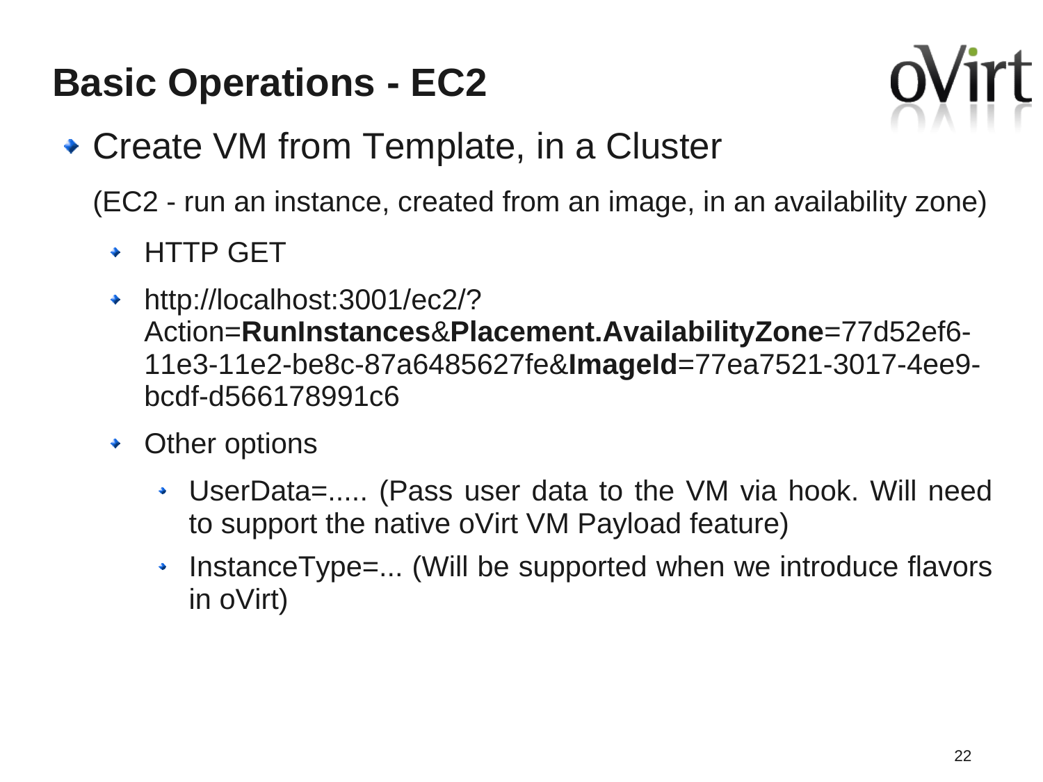# Basic Operations - EC2

- Create VM from Template, in a Cluster

  (EC2 - run an instance, created from an image, in an availability zone)

  - HTTP GET
  - http://localhost:3001/ec2/?Action=**RunInstances**&**Placement.AvailabilityZone**=77d52ef6-11e3-11e2-be8c-87a6485627fe&**ImageId**=77ea7521-3017-4ee9-bcdf-d566178991c6
  - Other options
    - UserData=..... (Pass user data to the VM via hook. Will need to support the native oVirt VM Payload feature)
    - InstanceType=... (Will be supported when we introduce flavors in oVirt)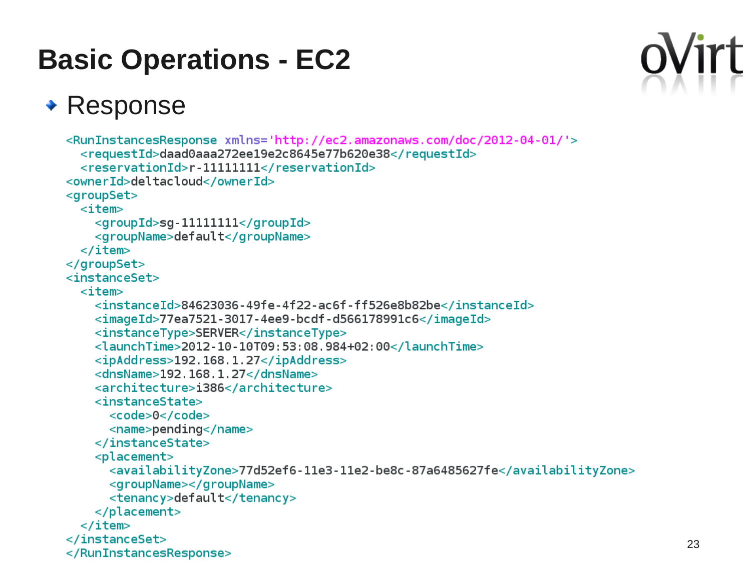# Basic Operations - EC2

- Response

```
<RunInstancesResponse xmlns='http://ec2.amazonaws.com/doc/2012-04-01/'>
  <requestId>daad0aaa272ee19e2c8645e77b620e38</requestId>
  <reservationId>r-11111111</reservationId>
<ownerId>deltacloud</ownerId>
<groupSet>
  <item>
    <groupId>sg-11111111</groupId>
    <groupName>default</groupName>
  </item>
</groupSet>
<instanceSet>
  <item>
    <instanceId>84623036-49fe-4f22-ac6f-ff526e8b82be</instanceId>
    <imageId>77ea7521-3017-4ee9-bcdf-d566178991c6</imageId>
    <instanceType>SERVER</instanceType>
    <launchTime>2012-10-10T09:53:08.984+02:00</launchTime>
    <ipAddress>192.168.1.27</ipAddress>
    <dnsName>192.168.1.27</dnsName>
    <architecture>i386</architecture>
    <instanceState>
      <code>0</code>
      <name>pending</name>
    </instanceState>
    <placement>
      <availabilityZone>77d52ef6-11e3-11e2-be8c-87a6485627fe</availabilityZone>
      <groupName></groupName>
      <tenancy>default</tenancy>
    </placement>
  </item>
</instanceSet>
</RunInstancesResponse>
```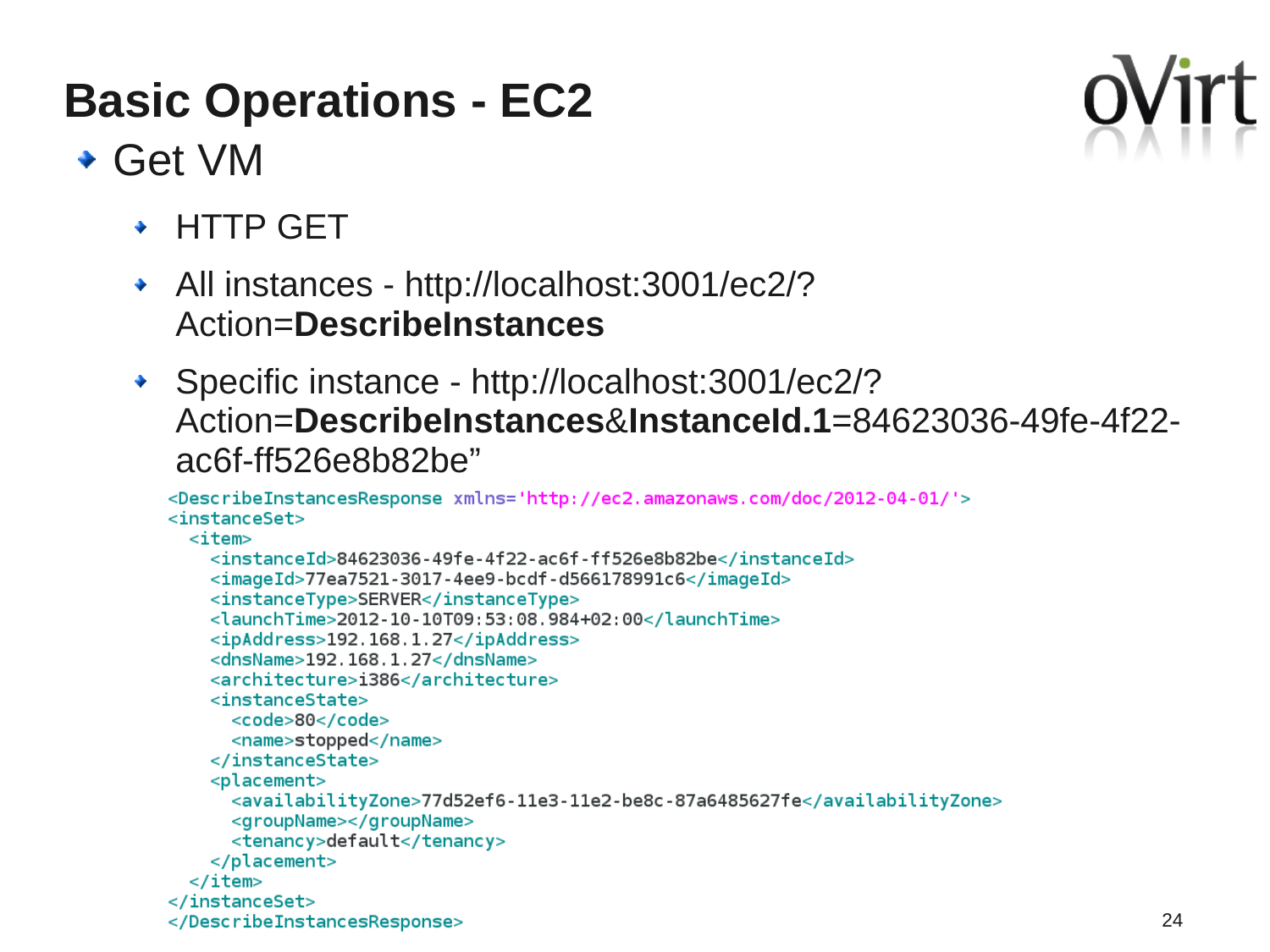# Basic Operations - EC2

- Get VM
  - HTTP GET
  - All instances - http://localhost:3001/ec2/?Action=**DescribeInstances**
  - Specific instance - http://localhost:3001/ec2/?Action=**DescribeInstances**&**InstanceId.1**=84623036-49fe-4f22-ac6f-ff526e8b82be”

```xml
<DescribeInstancesResponse xmlns='http://ec2.amazonaws.com/doc/2012-04-01/'>
<instanceSet>
  <item>
    <instanceId>84623036-49fe-4f22-ac6f-ff526e8b82be</instanceId>
    <imageId>77ea7521-3017-4ee9-bcdf-d566178991c6</imageId>
    <instanceType>SERVER</instanceType>
    <launchTime>2012-10-10T09:53:08.984+02:00</launchTime>
    <ipAddress>192.168.1.27</ipAddress>
    <dnsName>192.168.1.27</dnsName>
    <architecture>i386</architecture>
    <instanceState>
      <code>80</code>
      <name>stopped</name>
    </instanceState>
    <placement>
      <availabilityZone>77d52ef6-11e3-11e2-be8c-87a6485627fe</availabilityZone>
      <groupName></groupName>
      <tenancy>default</tenancy>
    </placement>
  </item>
</instanceSet>
</DescribeInstancesResponse>
```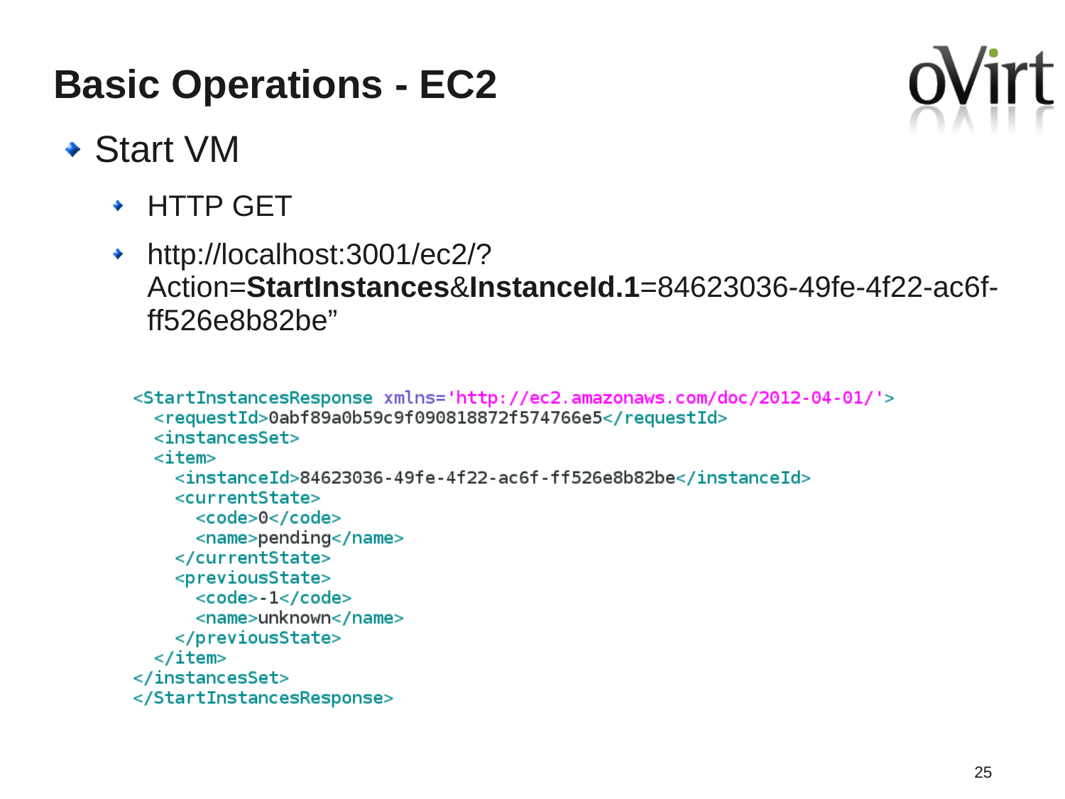# Basic Operations - EC2

- Start VM
  - HTTP GET
  - http://localhost:3001/ec2/?Action=**StartInstances**&**InstanceId.1**=84623036-49fe-4f22-ac6f-ff526e8b82be"

```
<StartInstancesResponse xmlns='http://ec2.amazonaws.com/doc/2012-04-01/'>
  <requestId>0abf89a0b59c9f090818872f574766e5</requestId>
  <instancesSet>
  <item>
    <instanceId>84623036-49fe-4f22-ac6f-ff526e8b82be</instanceId>
    <currentState>
      <code>0</code>
      <name>pending</name>
    </currentState>
    <previousState>
      <code>-1</code>
      <name>unknown</name>
    </previousState>
  </item>
</instancesSet>
</StartInstancesResponse>
```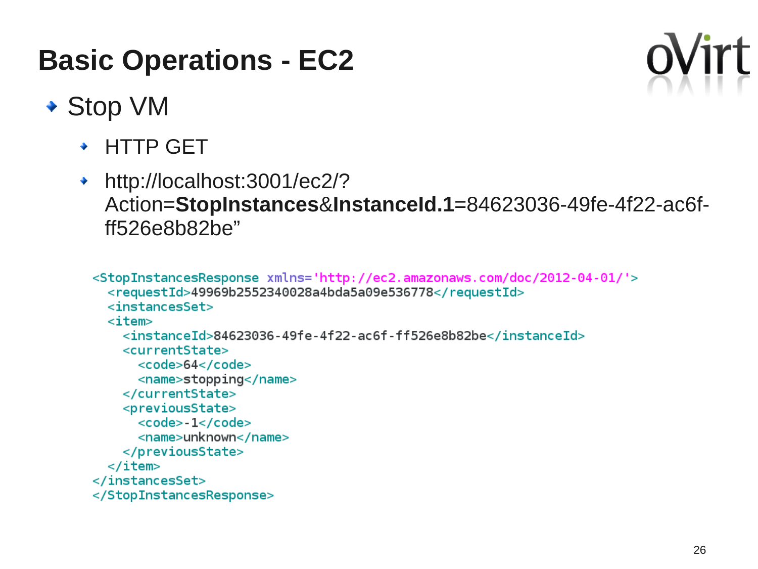# Basic Operations - EC2

- Stop VM
  - HTTP GET
  - http://localhost:3001/ec2/?Action=**StopInstances**&**InstanceId.1**=84623036-49fe-4f22-ac6f-ff526e8b82be”

```
<StopInstancesResponse xmlns='http://ec2.amazonaws.com/doc/2012-04-01/'>
  <requestId>49969b2552340028a4bda5a09e536778</requestId>
  <instancesSet>
  <item>
    <instanceId>84623036-49fe-4f22-ac6f-ff526e8b82be</instanceId>
    <currentState>
      <code>64</code>
      <name>stopping</name>
    </currentState>
    <previousState>
      <code>-1</code>
      <name>unknown</name>
    </previousState>
  </item>
</instancesSet>
</StopInstancesResponse>
```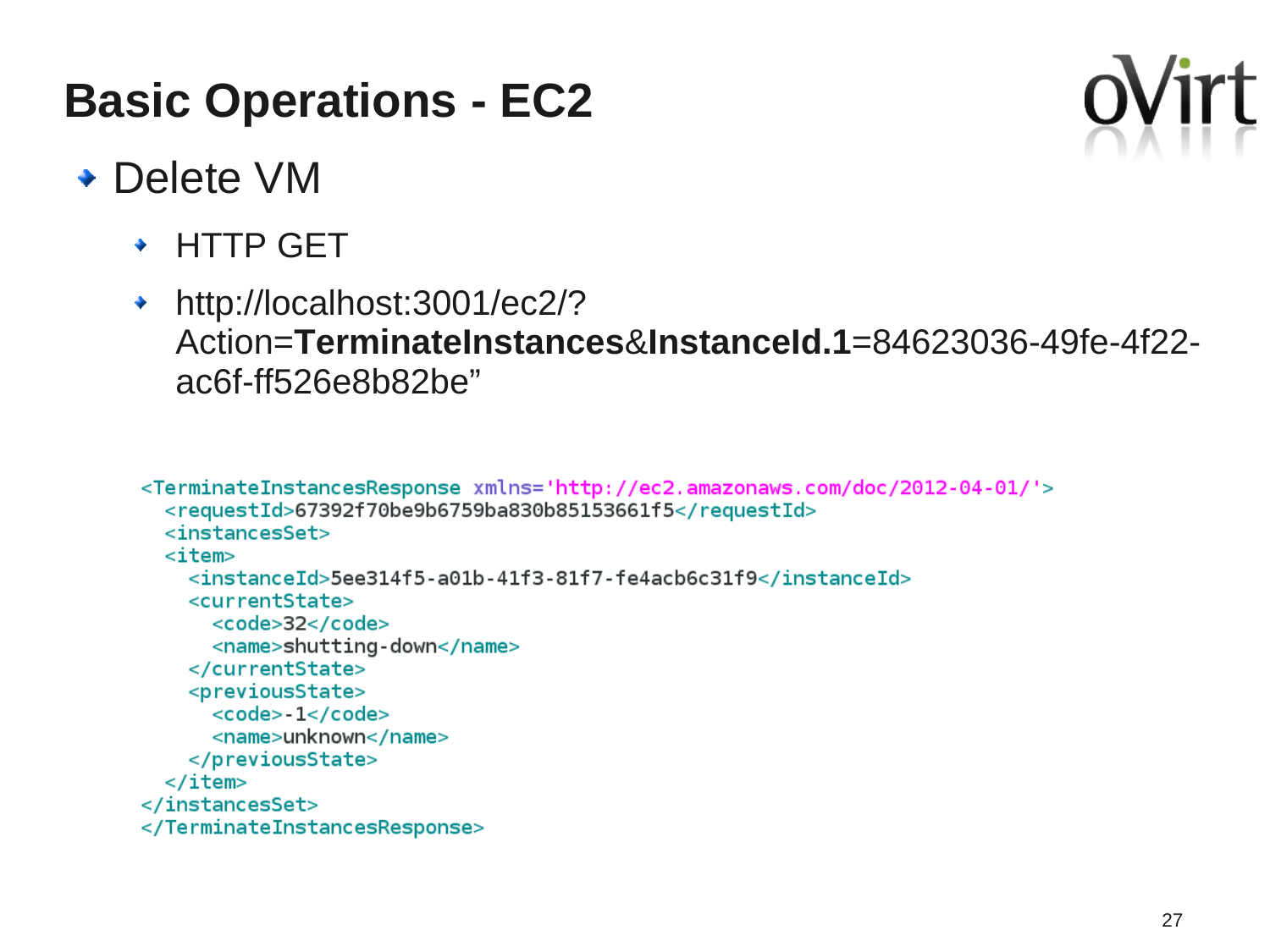# Basic Operations - EC2

- Delete VM
  - HTTP GET
  - http://localhost:3001/ec2/?Action=**TerminateInstances**&**InstanceId.1**=84623036-49fe-4f22-ac6f-ff526e8b82be"

```
<TerminateInstancesResponse xmlns='http://ec2.amazonaws.com/doc/2012-04-01/'>
  <requestId>67392f70be9b6759ba830b85153661f5</requestId>
  <instancesSet>
  <item>
    <instanceId>5ee314f5-a01b-41f3-81f7-fe4acb6c31f9</instanceId>
    <currentState>
      <code>32</code>
      <name>shutting-down</name>
    </currentState>
    <previousState>
      <code>-1</code>
      <name>unknown</name>
    </previousState>
  </item>
</instancesSet>
</TerminateInstancesResponse>
```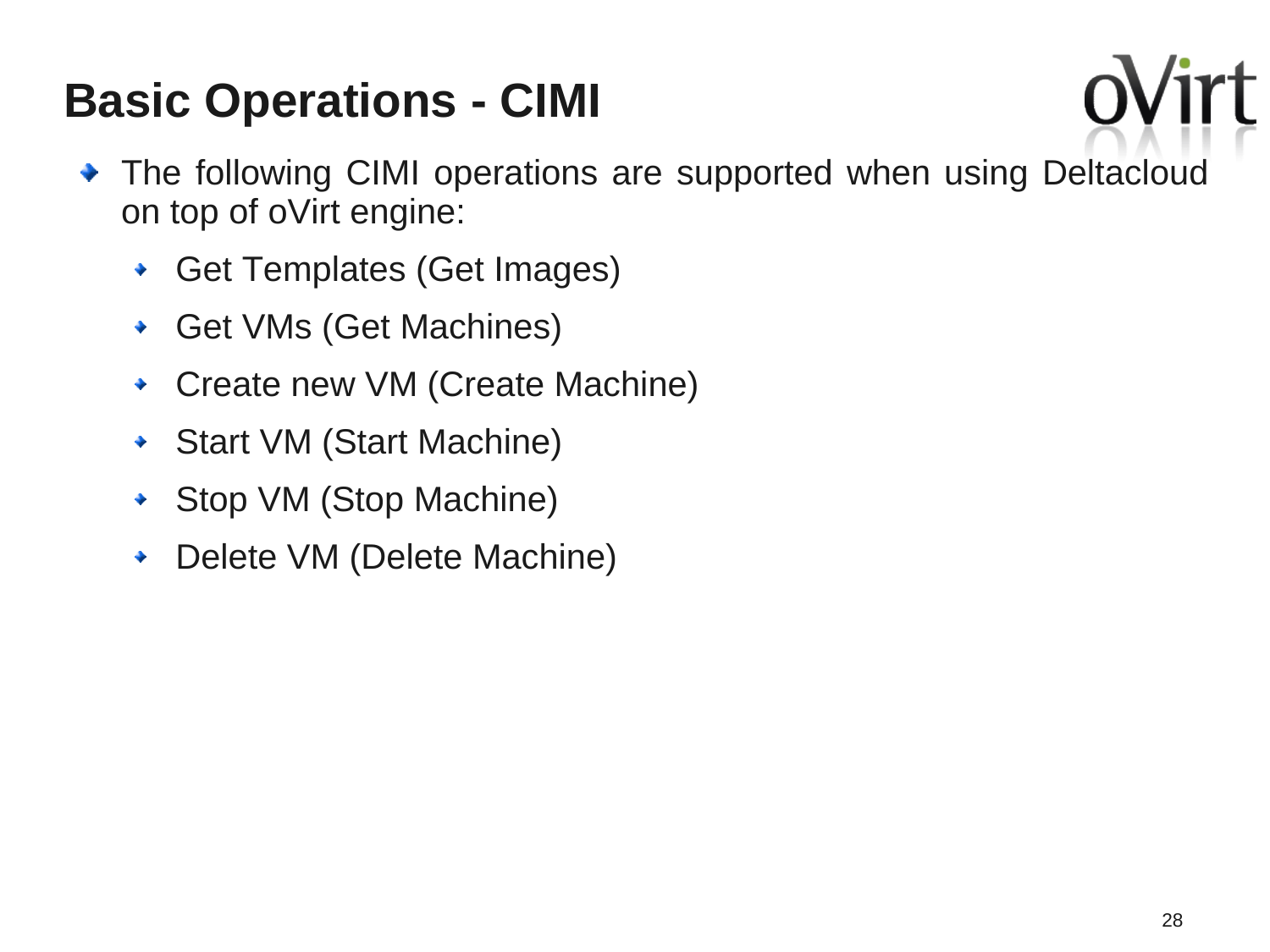# Basic Operations - CIMI

- The following CIMI operations are supported when using Deltacloud on top of oVirt engine:
  - Get Templates (Get Images)
  - Get VMs (Get Machines)
  - Create new VM (Create Machine)
  - Start VM (Start Machine)
  - Stop VM (Stop Machine)
  - Delete VM (Delete Machine)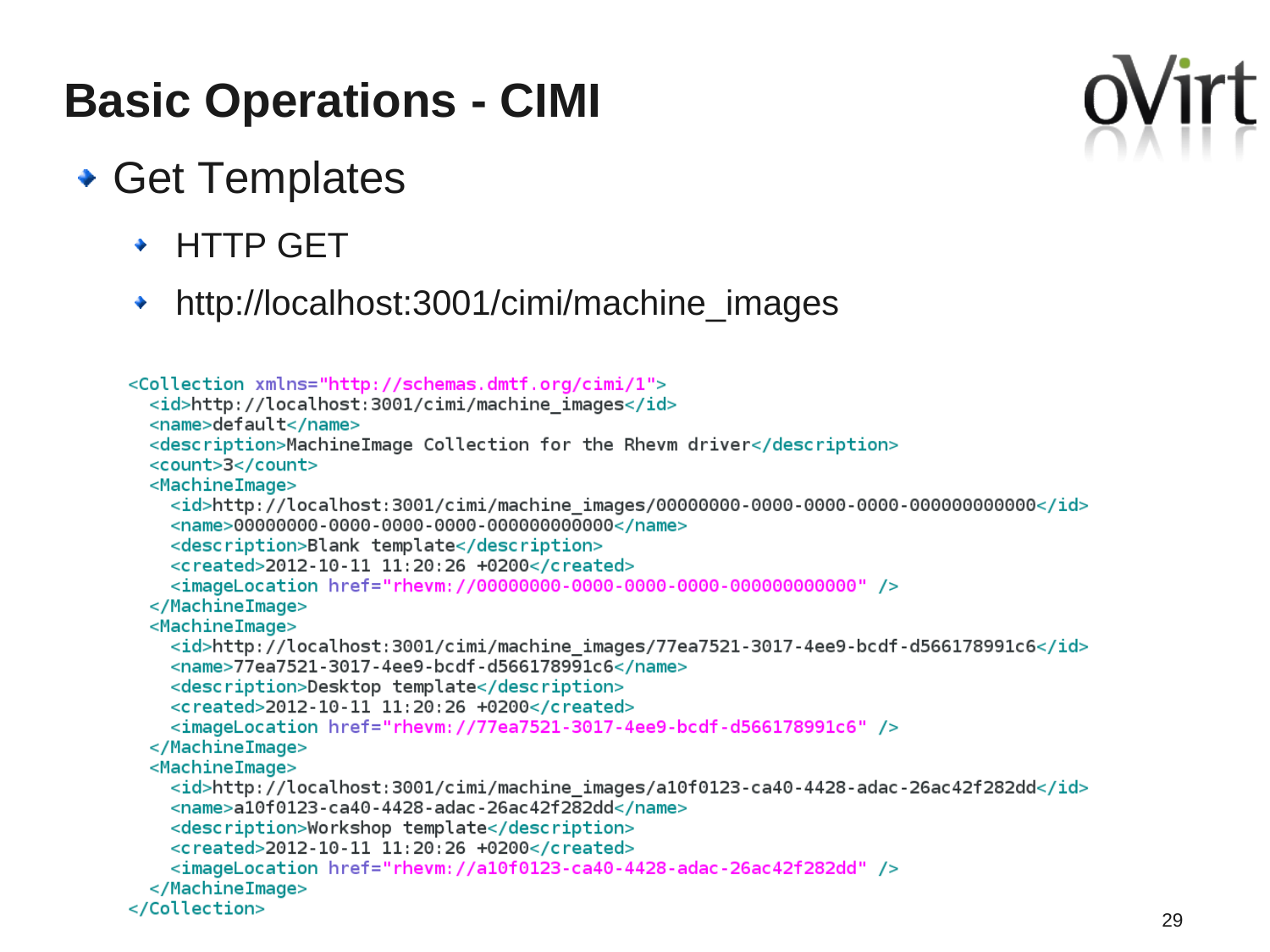# Basic Operations - CIMI

- Get Templates
  - HTTP GET
  - http://localhost:3001/cimi/machine_images

```
<Collection xmlns="http://schemas.dmtf.org/cimi/1">
  <id>http://localhost:3001/cimi/machine_images</id>
  <name>default</name>
  <description>MachineImage Collection for the Rhevm driver</description>
  <count>3</count>
  <MachineImage>
    <id>http://localhost:3001/cimi/machine_images/00000000-0000-0000-0000-000000000000</id>
    <name>00000000-0000-0000-0000-000000000000</name>
    <description>Blank template</description>
    <created>2012-10-11 11:20:26 +0200</created>
    <imageLocation href="rhevm://00000000-0000-0000-0000-000000000000" />
  </MachineImage>
  <MachineImage>
    <id>http://localhost:3001/cimi/machine_images/77ea7521-3017-4ee9-bcdf-d566178991c6</id>
    <name>77ea7521-3017-4ee9-bcdf-d566178991c6</name>
    <description>Desktop template</description>
    <created>2012-10-11 11:20:26 +0200</created>
    <imageLocation href="rhevm://77ea7521-3017-4ee9-bcdf-d566178991c6" />
  </MachineImage>
  <MachineImage>
    <id>http://localhost:3001/cimi/machine_images/a10f0123-ca40-4428-adac-26ac42f282dd</id>
    <name>a10f0123-ca40-4428-adac-26ac42f282dd</name>
    <description>Workshop template</description>
    <created>2012-10-11 11:20:26 +0200</created>
    <imageLocation href="rhevm://a10f0123-ca40-4428-adac-26ac42f282dd" />
  </MachineImage>
</Collection>
```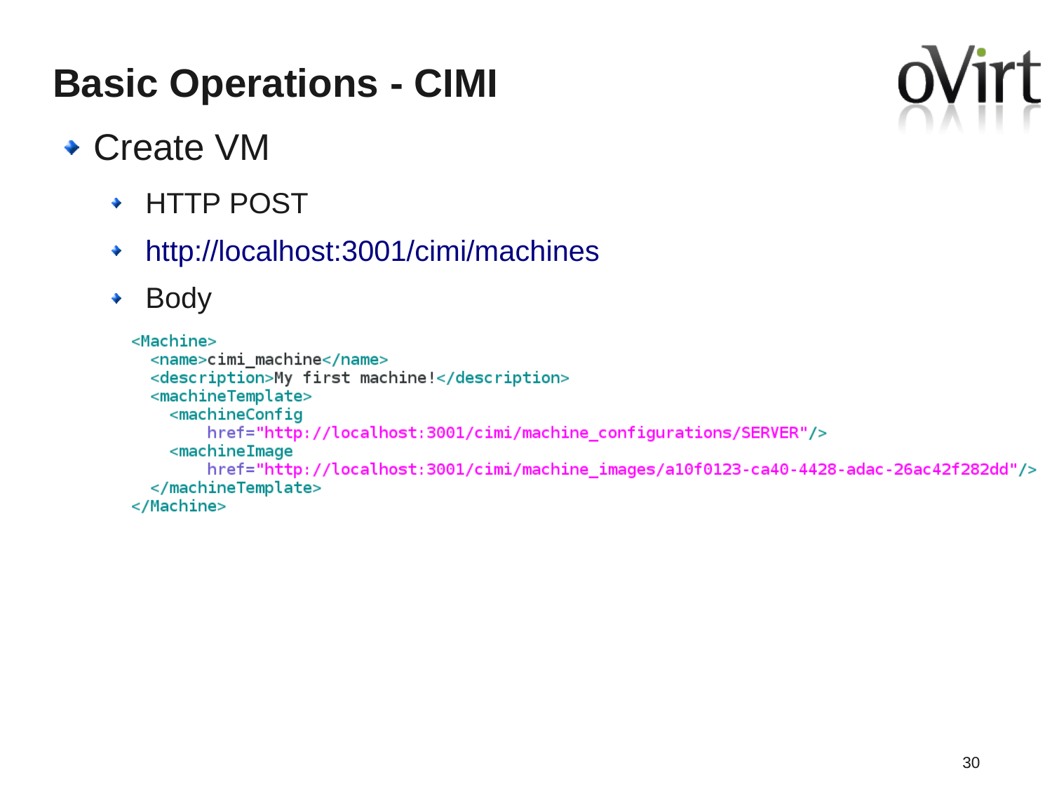# Basic Operations - CIMI

- Create VM
  - HTTP POST
  - http://localhost:3001/cimi/machines
  - Body

```xml
<Machine>
  <name>cimi_machine</name>
  <description>My first machine!</description>
  <machineTemplate>
    <machineConfig
        href="http://localhost:3001/cimi/machine_configurations/SERVER"/>
    <machineImage
        href="http://localhost:3001/cimi/machine_images/a10f0123-ca40-4428-adac-26ac42f282dd"/>
  </machineTemplate>
</Machine>
```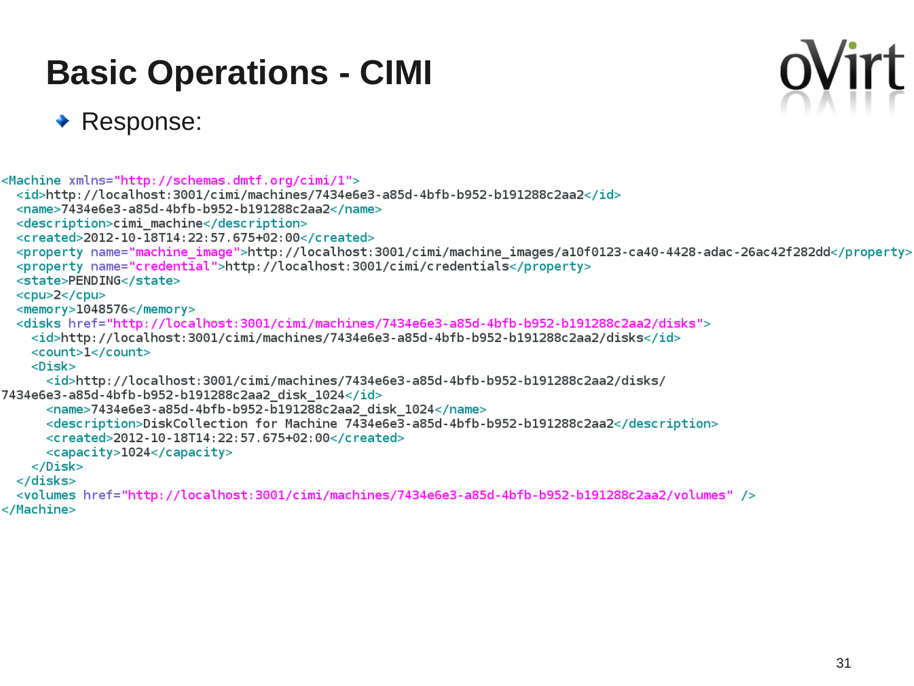# Basic Operations - CIMI

- Response:

```xml
<Machine xmlns="http://schemas.dmtf.org/cimi/1">
  <id>http://localhost:3001/cimi/machines/7434e6e3-a85d-4bfb-b952-b191288c2aa2</id>
  <name>7434e6e3-a85d-4bfb-b952-b191288c2aa2</name>
  <description>cimi_machine</description>
  <created>2012-10-18T14:22:57.675+02:00</created>
  <property name="machine_image">http://localhost:3001/cimi/machine_images/a10f0123-ca40-4428-adac-26ac42f282dd</property>
  <property name="credential">http://localhost:3001/cimi/credentials</property>
  <state>PENDING</state>
  <cpu>2</cpu>
  <memory>1048576</memory>
  <disks href="http://localhost:3001/cimi/machines/7434e6e3-a85d-4bfb-b952-b191288c2aa2/disks">
    <id>http://localhost:3001/cimi/machines/7434e6e3-a85d-4bfb-b952-b191288c2aa2/disks</id>
    <count>1</count>
    <Disk>
      <id>http://localhost:3001/cimi/machines/7434e6e3-a85d-4bfb-b952-b191288c2aa2/disks/
7434e6e3-a85d-4bfb-b952-b191288c2aa2_disk_1024</id>
      <name>7434e6e3-a85d-4bfb-b952-b191288c2aa2_disk_1024</name>
      <description>DiskCollection for Machine 7434e6e3-a85d-4bfb-b952-b191288c2aa2</description>
      <created>2012-10-18T14:22:57.675+02:00</created>
      <capacity>1024</capacity>
    </Disk>
  </disks>
  <volumes href="http://localhost:3001/cimi/machines/7434e6e3-a85d-4bfb-b952-b191288c2aa2/volumes" />
</Machine>
```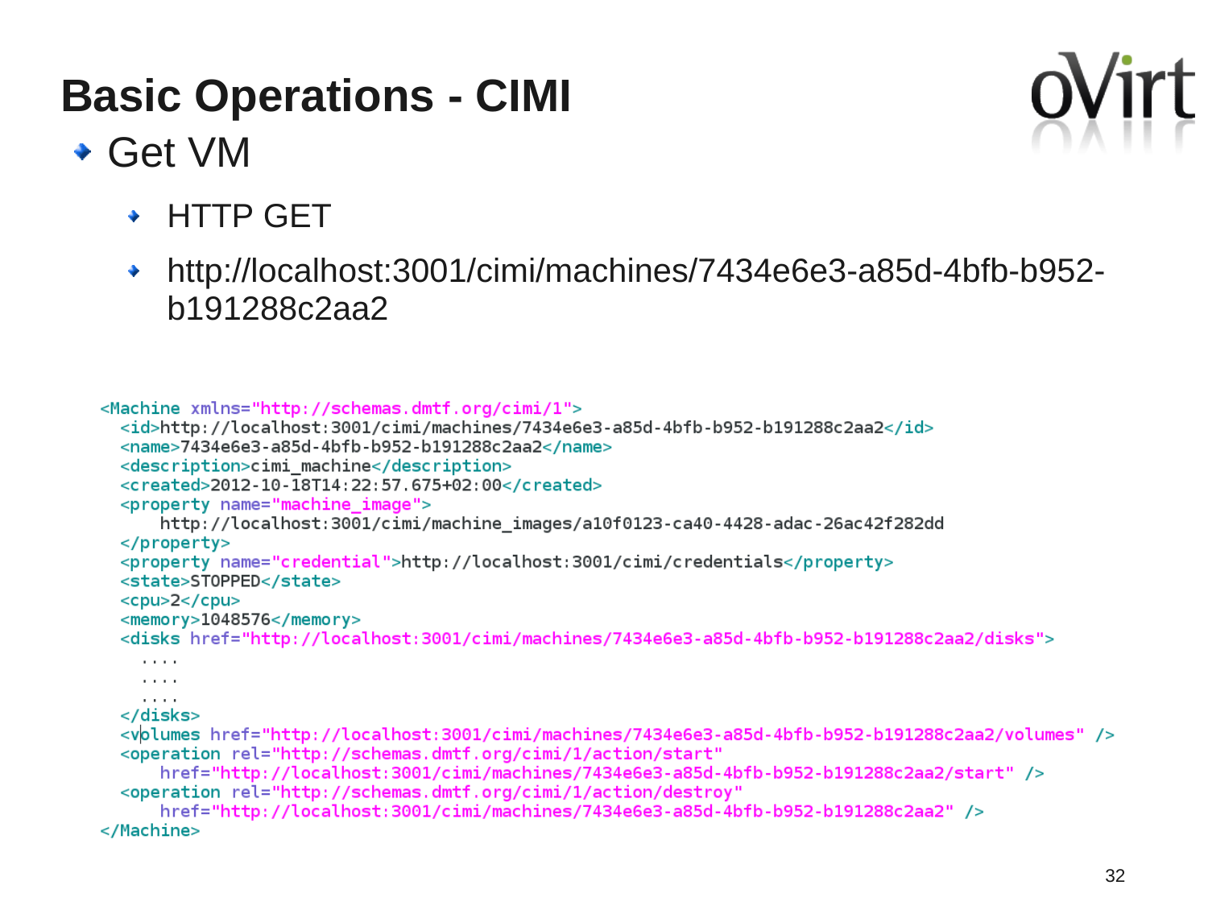# Basic Operations - CIMI

- Get VM
  - HTTP GET
  - http://localhost:3001/cimi/machines/7434e6e3-a85d-4bfb-b952-b191288c2aa2

```
<Machine xmlns="http://schemas.dmtf.org/cimi/1">
  <id>http://localhost:3001/cimi/machines/7434e6e3-a85d-4bfb-b952-b191288c2aa2</id>
  <name>7434e6e3-a85d-4bfb-b952-b191288c2aa2</name>
  <description>cimi_machine</description>
  <created>2012-10-18T14:22:57.675+02:00</created>
  <property name="machine_image">
      http://localhost:3001/cimi/machine_images/a10f0123-ca40-4428-adac-26ac42f282dd
  </property>
  <property name="credential">http://localhost:3001/cimi/credentials</property>
  <state>STOPPED</state>
  <cpu>2</cpu>
  <memory>1048576</memory>
  <disks href="http://localhost:3001/cimi/machines/7434e6e3-a85d-4bfb-b952-b191288c2aa2/disks">
    ....
    ....
    ....
  </disks>
  <volumes href="http://localhost:3001/cimi/machines/7434e6e3-a85d-4bfb-b952-b191288c2aa2/volumes" />
  <operation rel="http://schemas.dmtf.org/cimi/1/action/start"
      href="http://localhost:3001/cimi/machines/7434e6e3-a85d-4bfb-b952-b191288c2aa2/start" />
  <operation rel="http://schemas.dmtf.org/cimi/1/action/destroy"
      href="http://localhost:3001/cimi/machines/7434e6e3-a85d-4bfb-b952-b191288c2aa2" />
</Machine>
```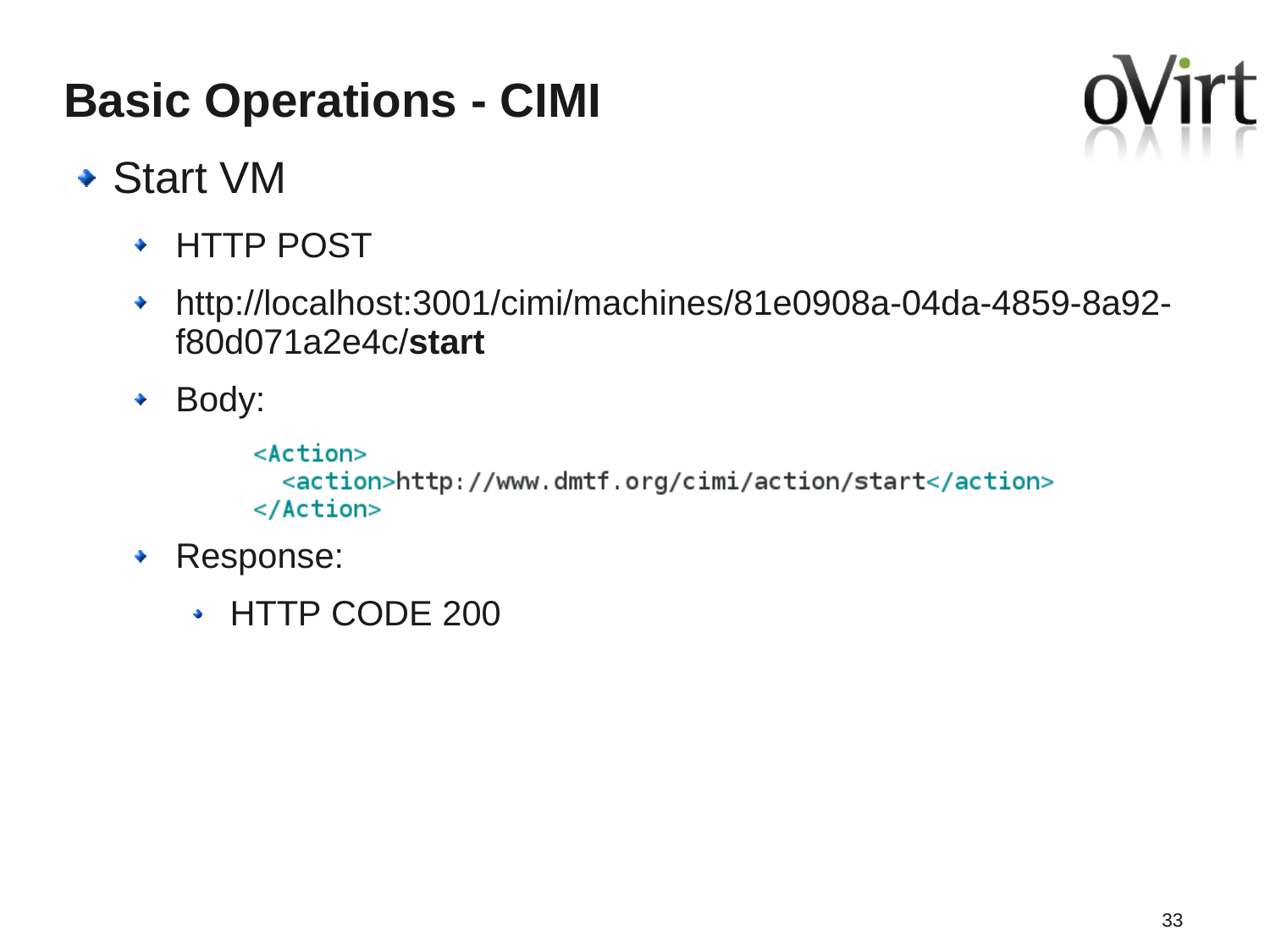# Basic Operations - CIMI

- Start VM
  - HTTP POST
  - http://localhost:3001/cimi/machines/81e0908a-04da-4859-8a92-f80d071a2e4c/**start**
  - Body:

```
<Action>
  <action>http://www.dmtf.org/cimi/action/start</action>
</Action>
```

  - Response:
    - HTTP CODE 200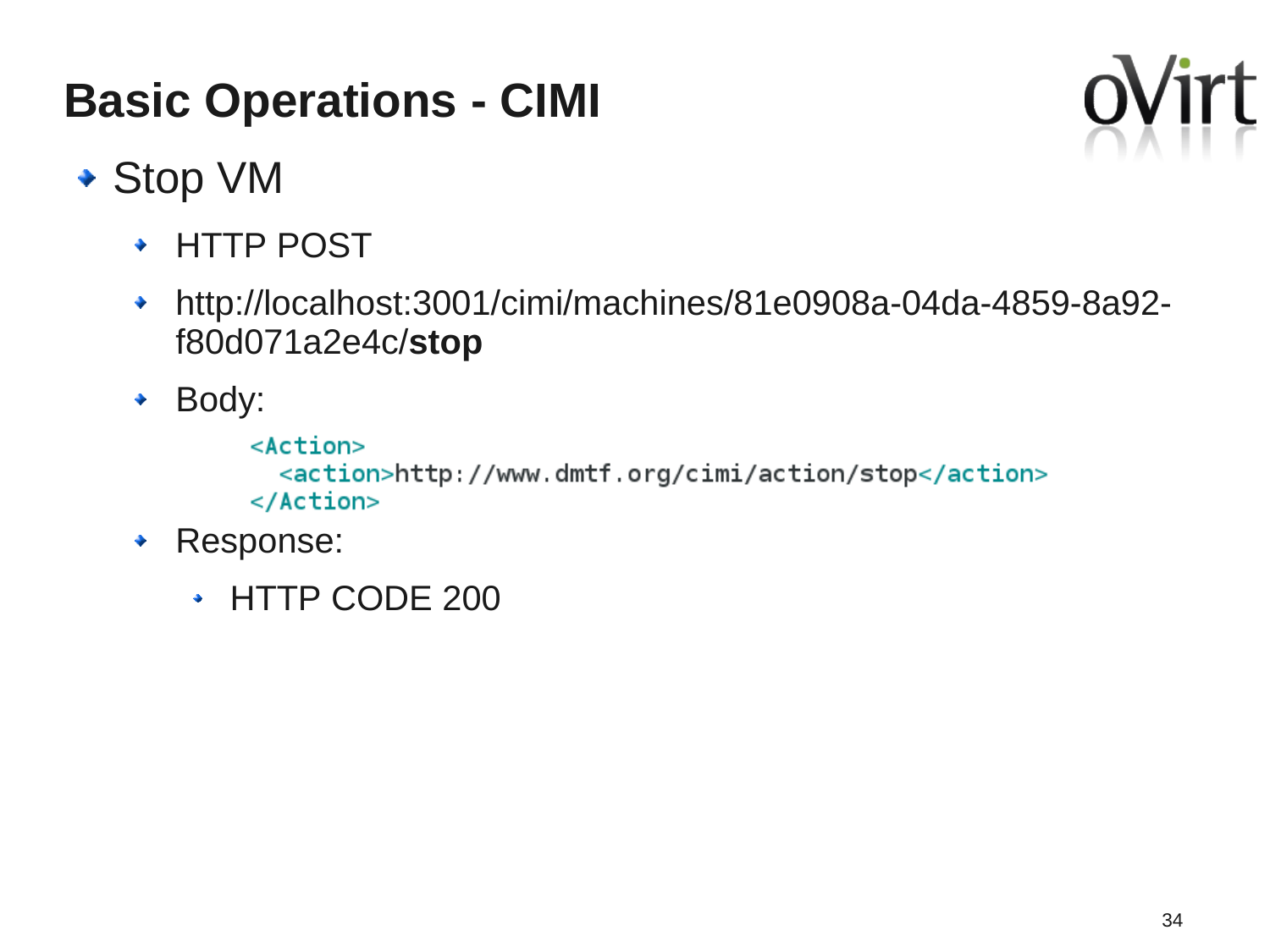# Basic Operations - CIMI

- Stop VM
  - HTTP POST
  - http://localhost:3001/cimi/machines/81e0908a-04da-4859-8a92-f80d071a2e4c/**stop**
  - Body:

```
<Action>
  <action>http://www.dmtf.org/cimi/action/stop</action>
</Action>
```

  - Response:
    - HTTP CODE 200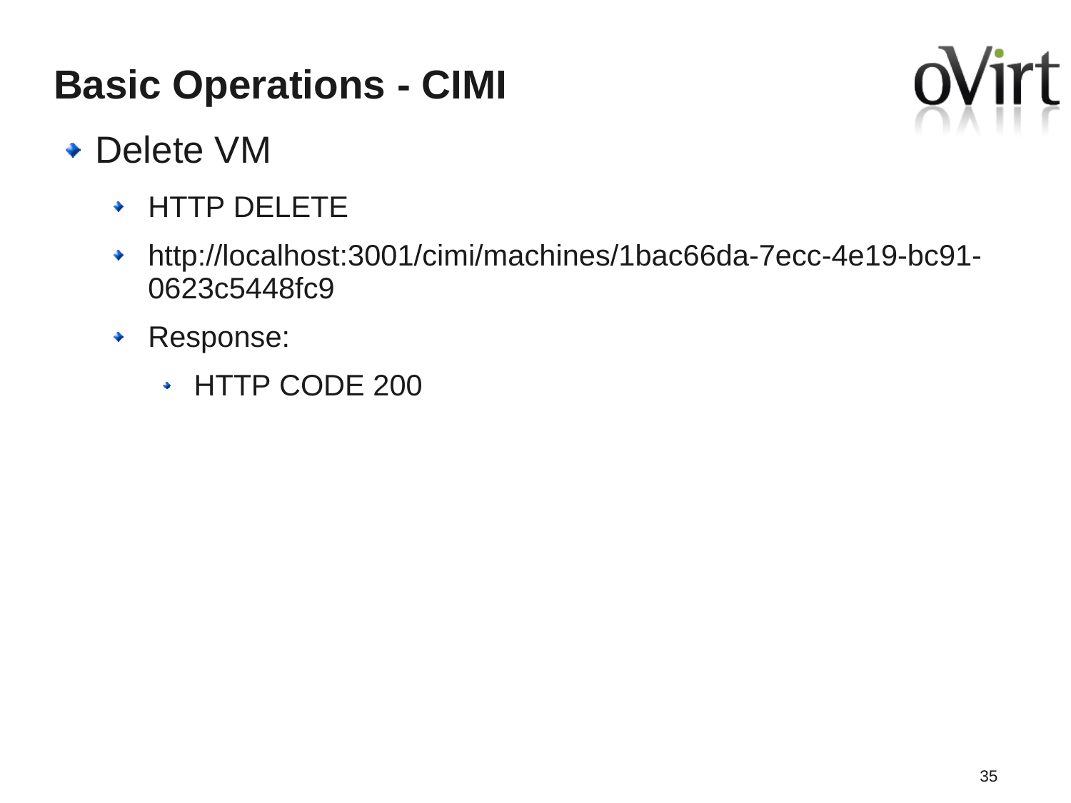# Basic Operations - CIMI

- Delete VM
  - HTTP DELETE
  - http://localhost:3001/cimi/machines/1bac66da-7ecc-4e19-bc91-0623c5448fc9
  - Response:
    - HTTP CODE 200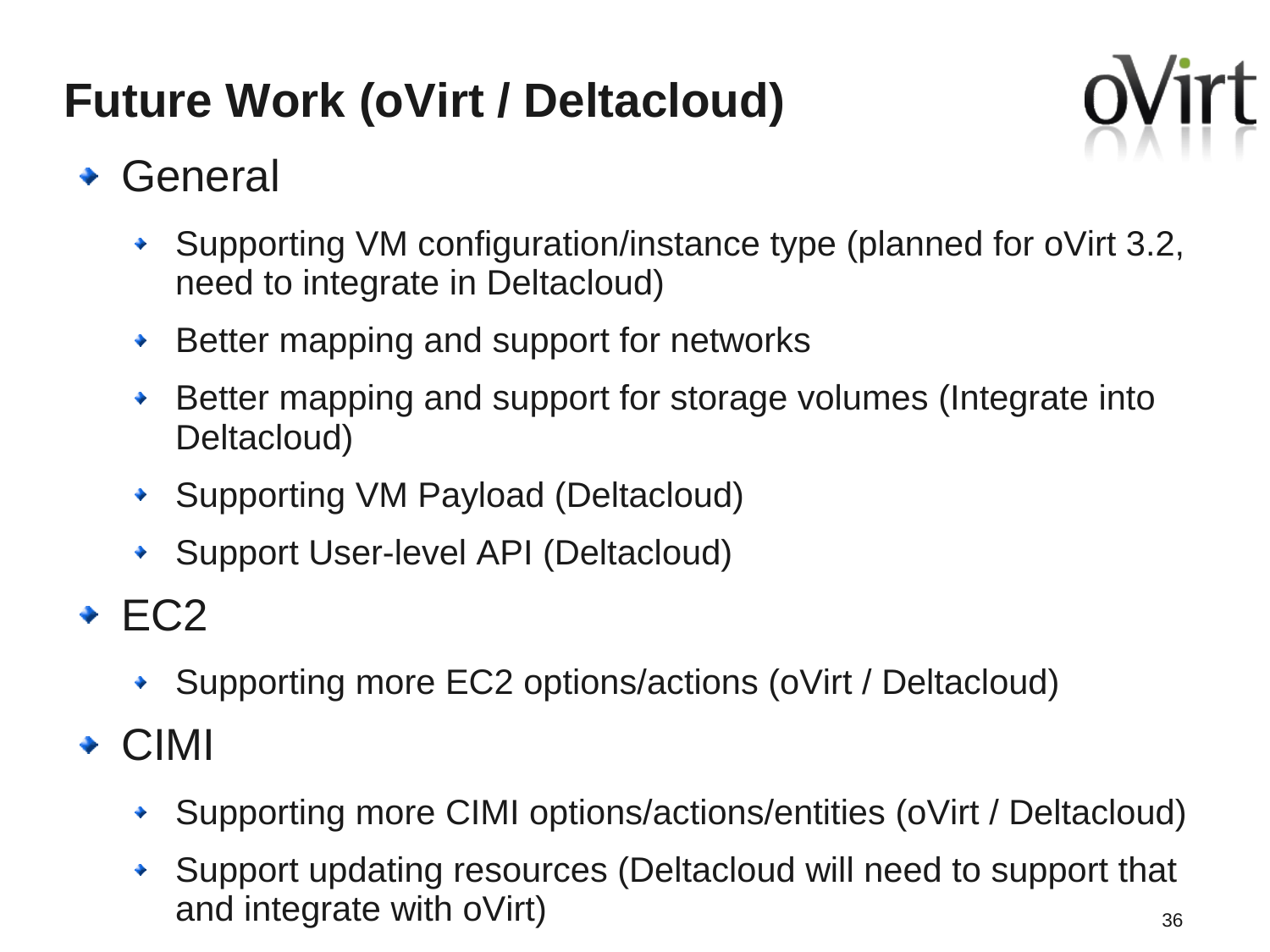# Future Work (oVirt / Deltacloud)

- General
  - Supporting VM configuration/instance type (planned for oVirt 3.2, need to integrate in Deltacloud)
  - Better mapping and support for networks
  - Better mapping and support for storage volumes (Integrate into Deltacloud)
  - Supporting VM Payload (Deltacloud)
  - Support User-level API (Deltacloud)
- EC2
  - Supporting more EC2 options/actions (oVirt / Deltacloud)
- CIMI
  - Supporting more CIMI options/actions/entities (oVirt / Deltacloud)
  - Support updating resources (Deltacloud will need to support that and integrate with oVirt)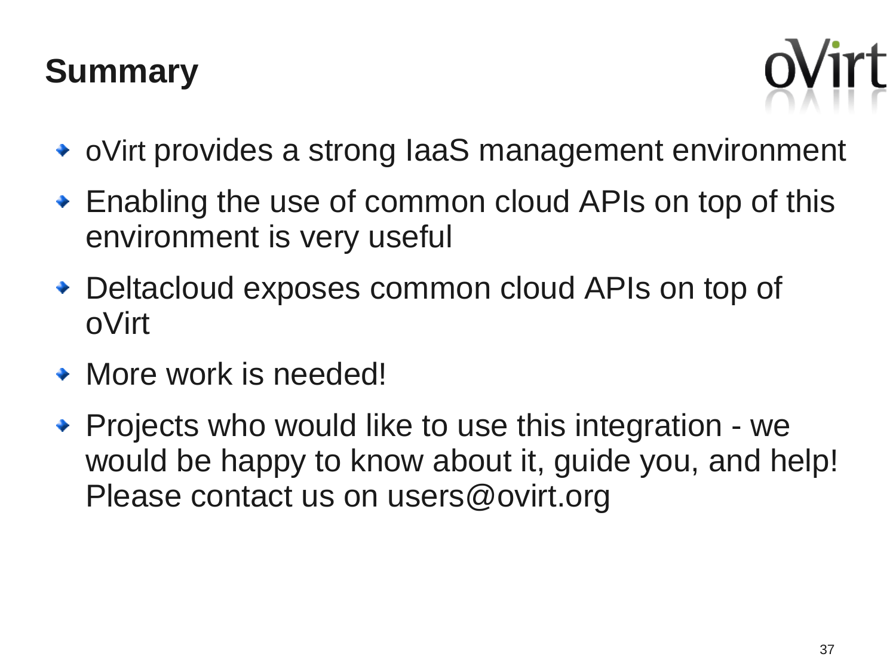# Summary

- oVirt provides a strong IaaS management environment
- Enabling the use of common cloud APIs on top of this environment is very useful
- Deltacloud exposes common cloud APIs on top of oVirt
- More work is needed!
- Projects who would like to use this integration - we would be happy to know about it, guide you, and help! Please contact us on users@ovirt.org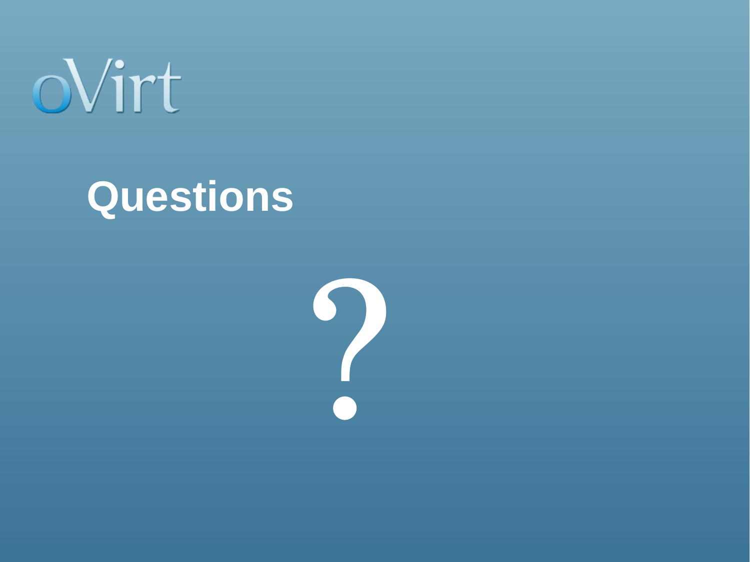oVirt

# Questions

?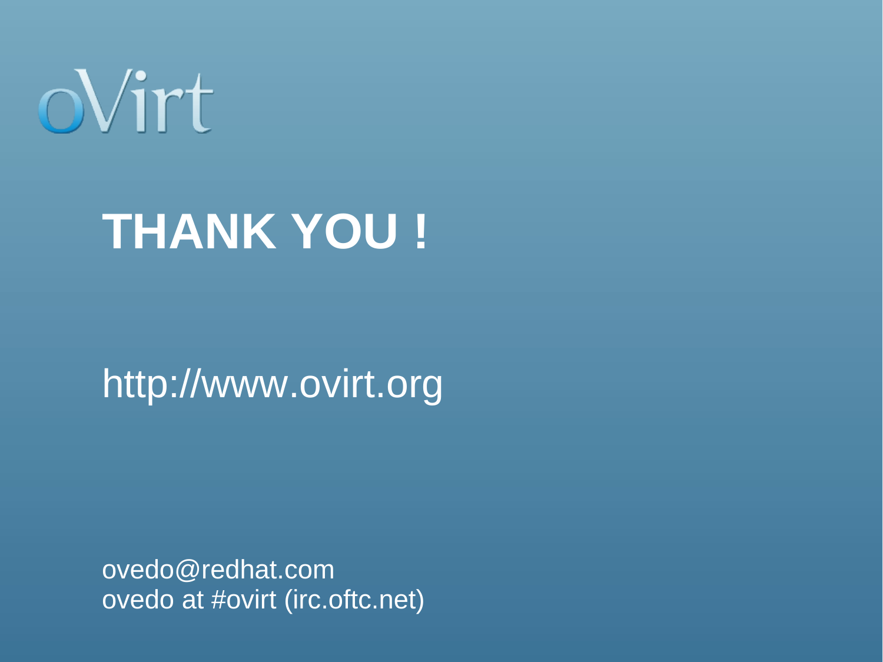oVirt

# THANK YOU !

http://www.ovirt.org

ovedo@redhat.com
ovedo at #ovirt (irc.oftc.net)